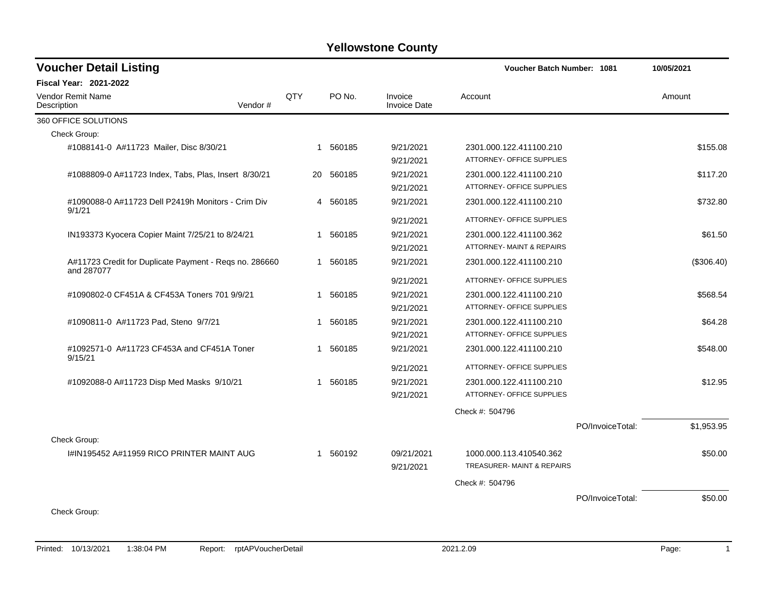# Yellowstone County

## Voucher Detail Listing

**Voucher Batch Number: 1081** — 10/05/2021

**Fiscal Year: 2021-2022**

| Vendor Remit Name / Description | Vendor # | QTY | PO No. | Invoice / Invoice Date | Account | Amount |
|---|---|---|---|---|---|---|
| **360 OFFICE SOLUTIONS** | | | | | | |
| Check Group: | | | | | | |
| #1088141-0 A#11723 Mailer, Disc 8/30/21 | | 1 | 560185 | 9/21/2021<br>9/21/2021 | 2301.000.122.411100.210<br>ATTORNEY- OFFICE SUPPLIES | $155.08 |
| #1088809-0 A#11723 Index, Tabs, Plas, Insert 8/30/21 | | 20 | 560185 | 9/21/2021<br>9/21/2021 | 2301.000.122.411100.210<br>ATTORNEY- OFFICE SUPPLIES | $117.20 |
| #1090088-0 A#11723 Dell P2419h Monitors - Crim Div 9/1/21 | | 4 | 560185 | 9/21/2021<br>9/21/2021 | 2301.000.122.411100.210<br>ATTORNEY- OFFICE SUPPLIES | $732.80 |
| IN193373 Kyocera Copier Maint 7/25/21 to 8/24/21 | | 1 | 560185 | 9/21/2021<br>9/21/2021 | 2301.000.122.411100.362<br>ATTORNEY- MAINT & REPAIRS | $61.50 |
| A#11723 Credit for Duplicate Payment - Reqs no. 286660 and 287077 | | 1 | 560185 | 9/21/2021<br>9/21/2021 | 2301.000.122.411100.210<br>ATTORNEY- OFFICE SUPPLIES | ($306.40) |
| #1090802-0 CF451A & CF453A Toners 701 9/9/21 | | 1 | 560185 | 9/21/2021<br>9/21/2021 | 2301.000.122.411100.210<br>ATTORNEY- OFFICE SUPPLIES | $568.54 |
| #1090811-0 A#11723 Pad, Steno 9/7/21 | | 1 | 560185 | 9/21/2021<br>9/21/2021 | 2301.000.122.411100.210<br>ATTORNEY- OFFICE SUPPLIES | $64.28 |
| #1092571-0 A#11723 CF453A and CF451A Toner 9/15/21 | | 1 | 560185 | 9/21/2021<br>9/21/2021 | 2301.000.122.411100.210<br>ATTORNEY- OFFICE SUPPLIES | $548.00 |
| #1092088-0 A#11723 Disp Med Masks 9/10/21 | | 1 | 560185 | 9/21/2021<br>9/21/2021 | 2301.000.122.411100.210<br>ATTORNEY- OFFICE SUPPLIES | $12.95 |
| | | | | | Check #: 504796 | |
| | | | | | PO/InvoiceTotal: | $1,953.95 |
| Check Group: | | | | | | |
| I#IN195452 A#11959 RICO PRINTER MAINT AUG | | 1 | 560192 | 09/21/2021<br>9/21/2021 | 1000.000.113.410540.362<br>TREASURER- MAINT & REPAIRS | $50.00 |
| | | | | | Check #: 504796 | |
| | | | | | PO/InvoiceTotal: | $50.00 |
| Check Group: | | | | | | |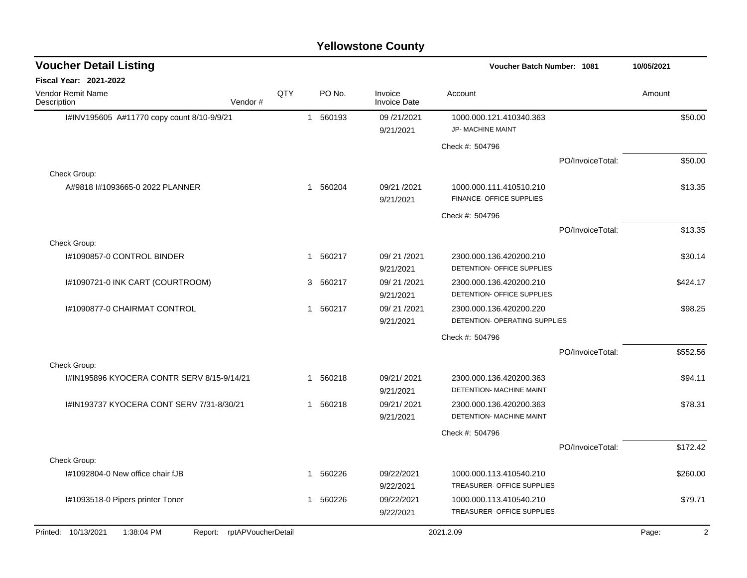# Yellowstone County

## Voucher Detail Listing

**Voucher Batch Number: 1081** &nbsp;&nbsp; 10/05/2021

**Fiscal Year: 2021-2022**

| Vendor Remit Name / Description | Vendor # | QTY | PO No. | Invoice / Invoice Date | Account | Amount |
|---|---|---|---|---|---|---|
| I#INV195605 A#11770 copy count 8/10-9/9/21 | | 1 | 560193 | 09 /21/2021<br>9/21/2021 | 1000.000.121.410340.363<br>JP- MACHINE MAINT | $50.00 |
| | | | | | Check #: 504796 | |
| | | | | | PO/InvoiceTotal: | $50.00 |
| Check Group: | | | | | | |
| A#9818 I#1093665-0 2022 PLANNER | | 1 | 560204 | 09/21 /2021<br>9/21/2021 | 1000.000.111.410510.210<br>FINANCE- OFFICE SUPPLIES | $13.35 |
| | | | | | Check #: 504796 | |
| | | | | | PO/InvoiceTotal: | $13.35 |
| Check Group: | | | | | | |
| I#1090857-0 CONTROL BINDER | | 1 | 560217 | 09/ 21 /2021<br>9/21/2021 | 2300.000.136.420200.210<br>DETENTION- OFFICE SUPPLIES | $30.14 |
| I#1090721-0 INK CART (COURTROOM) | | 3 | 560217 | 09/ 21 /2021<br>9/21/2021 | 2300.000.136.420200.210<br>DETENTION- OFFICE SUPPLIES | $424.17 |
| I#1090877-0 CHAIRMAT CONTROL | | 1 | 560217 | 09/ 21 /2021<br>9/21/2021 | 2300.000.136.420200.220<br>DETENTION- OPERATING SUPPLIES | $98.25 |
| | | | | | Check #: 504796 | |
| | | | | | PO/InvoiceTotal: | $552.56 |
| Check Group: | | | | | | |
| I#IN195896 KYOCERA CONTR SERV 8/15-9/14/21 | | 1 | 560218 | 09/21/ 2021<br>9/21/2021 | 2300.000.136.420200.363<br>DETENTION- MACHINE MAINT | $94.11 |
| I#IN193737 KYOCERA CONT SERV 7/31-8/30/21 | | 1 | 560218 | 09/21/ 2021<br>9/21/2021 | 2300.000.136.420200.363<br>DETENTION- MACHINE MAINT | $78.31 |
| | | | | | Check #: 504796 | |
| | | | | | PO/InvoiceTotal: | $172.42 |
| Check Group: | | | | | | |
| I#1092804-0 New office chair fJB | | 1 | 560226 | 09/22/2021<br>9/22/2021 | 1000.000.113.410540.210<br>TREASURER- OFFICE SUPPLIES | $260.00 |
| I#1093518-0 Pipers printer Toner | | 1 | 560226 | 09/22/2021<br>9/22/2021 | 1000.000.113.410540.210<br>TREASURER- OFFICE SUPPLIES | $79.71 |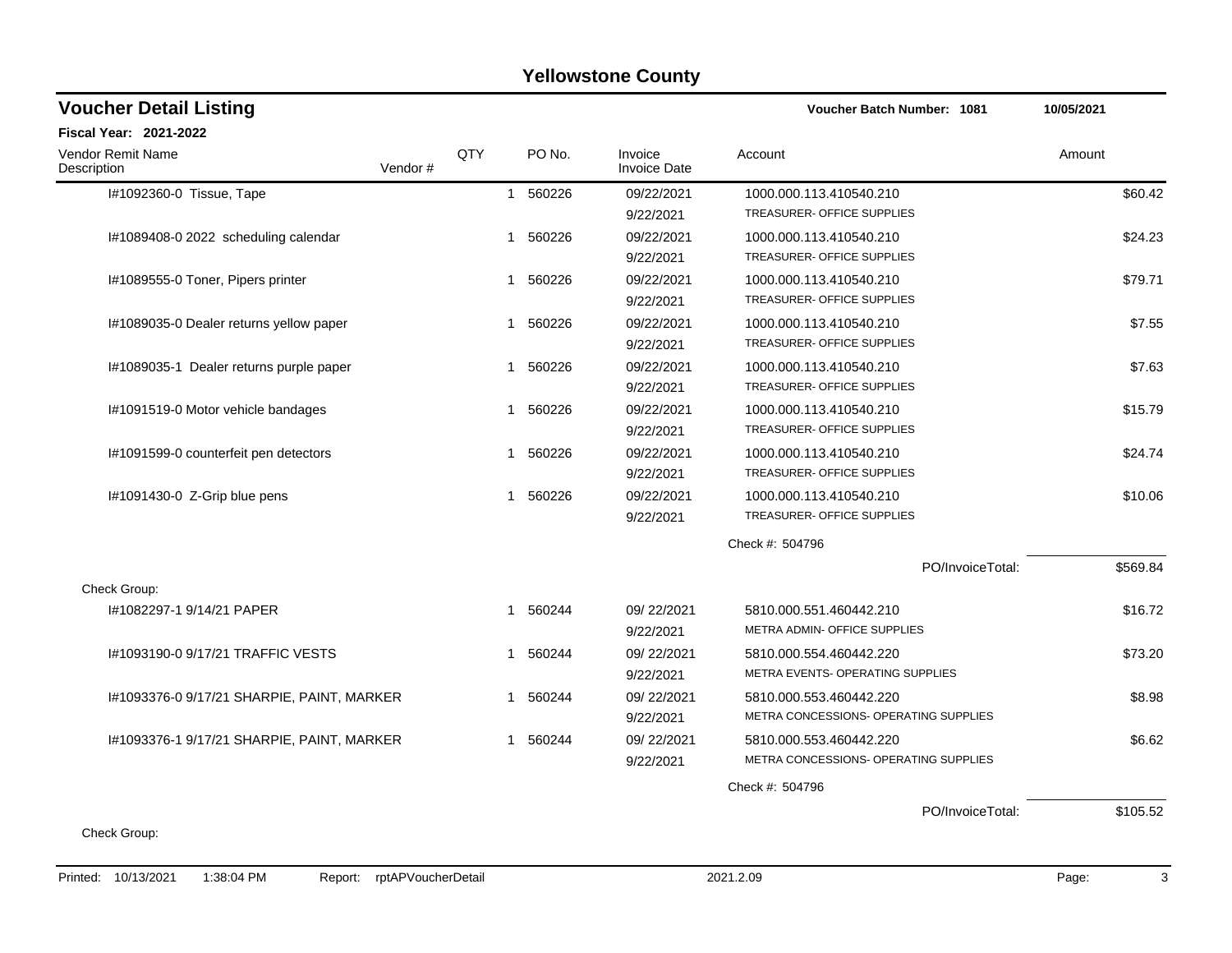# Yellowstone County

## Voucher Detail Listing

**Voucher Batch Number: 1081** | **10/05/2021**

**Fiscal Year: 2021-2022**

| Vendor Remit Name / Description | Vendor # | QTY | PO No. | Invoice / Invoice Date | Account | Amount |
|---|---|---|---|---|---|---|
| I#1092360-0 Tissue, Tape | | 1 | 560226 | 09/22/2021 9/22/2021 | 1000.000.113.410540.210 TREASURER- OFFICE SUPPLIES | $60.42 |
| I#1089408-0 2022 scheduling calendar | | 1 | 560226 | 09/22/2021 9/22/2021 | 1000.000.113.410540.210 TREASURER- OFFICE SUPPLIES | $24.23 |
| I#1089555-0 Toner, Pipers printer | | 1 | 560226 | 09/22/2021 9/22/2021 | 1000.000.113.410540.210 TREASURER- OFFICE SUPPLIES | $79.71 |
| I#1089035-0 Dealer returns yellow paper | | 1 | 560226 | 09/22/2021 9/22/2021 | 1000.000.113.410540.210 TREASURER- OFFICE SUPPLIES | $7.55 |
| I#1089035-1 Dealer returns purple paper | | 1 | 560226 | 09/22/2021 9/22/2021 | 1000.000.113.410540.210 TREASURER- OFFICE SUPPLIES | $7.63 |
| I#1091519-0 Motor vehicle bandages | | 1 | 560226 | 09/22/2021 9/22/2021 | 1000.000.113.410540.210 TREASURER- OFFICE SUPPLIES | $15.79 |
| I#1091599-0 counterfeit pen detectors | | 1 | 560226 | 09/22/2021 9/22/2021 | 1000.000.113.410540.210 TREASURER- OFFICE SUPPLIES | $24.74 |
| I#1091430-0 Z-Grip blue pens | | 1 | 560226 | 09/22/2021 9/22/2021 | 1000.000.113.410540.210 TREASURER- OFFICE SUPPLIES | $10.06 |
| | | | | | Check #: 504796 | |
| | | | | | PO/InvoiceTotal: | $569.84 |
| Check Group: | | | | | | |
| I#1082297-1 9/14/21 PAPER | | 1 | 560244 | 09/ 22/2021 9/22/2021 | 5810.000.551.460442.210 METRA ADMIN- OFFICE SUPPLIES | $16.72 |
| I#1093190-0 9/17/21 TRAFFIC VESTS | | 1 | 560244 | 09/ 22/2021 9/22/2021 | 5810.000.554.460442.220 METRA EVENTS- OPERATING SUPPLIES | $73.20 |
| I#1093376-0 9/17/21 SHARPIE, PAINT, MARKER | | 1 | 560244 | 09/ 22/2021 9/22/2021 | 5810.000.553.460442.220 METRA CONCESSIONS- OPERATING SUPPLIES | $8.98 |
| I#1093376-1 9/17/21 SHARPIE, PAINT, MARKER | | 1 | 560244 | 09/ 22/2021 9/22/2021 | 5810.000.553.460442.220 METRA CONCESSIONS- OPERATING SUPPLIES | $6.62 |
| | | | | | Check #: 504796 | |
| | | | | | PO/InvoiceTotal: | $105.52 |
| Check Group: | | | | | | |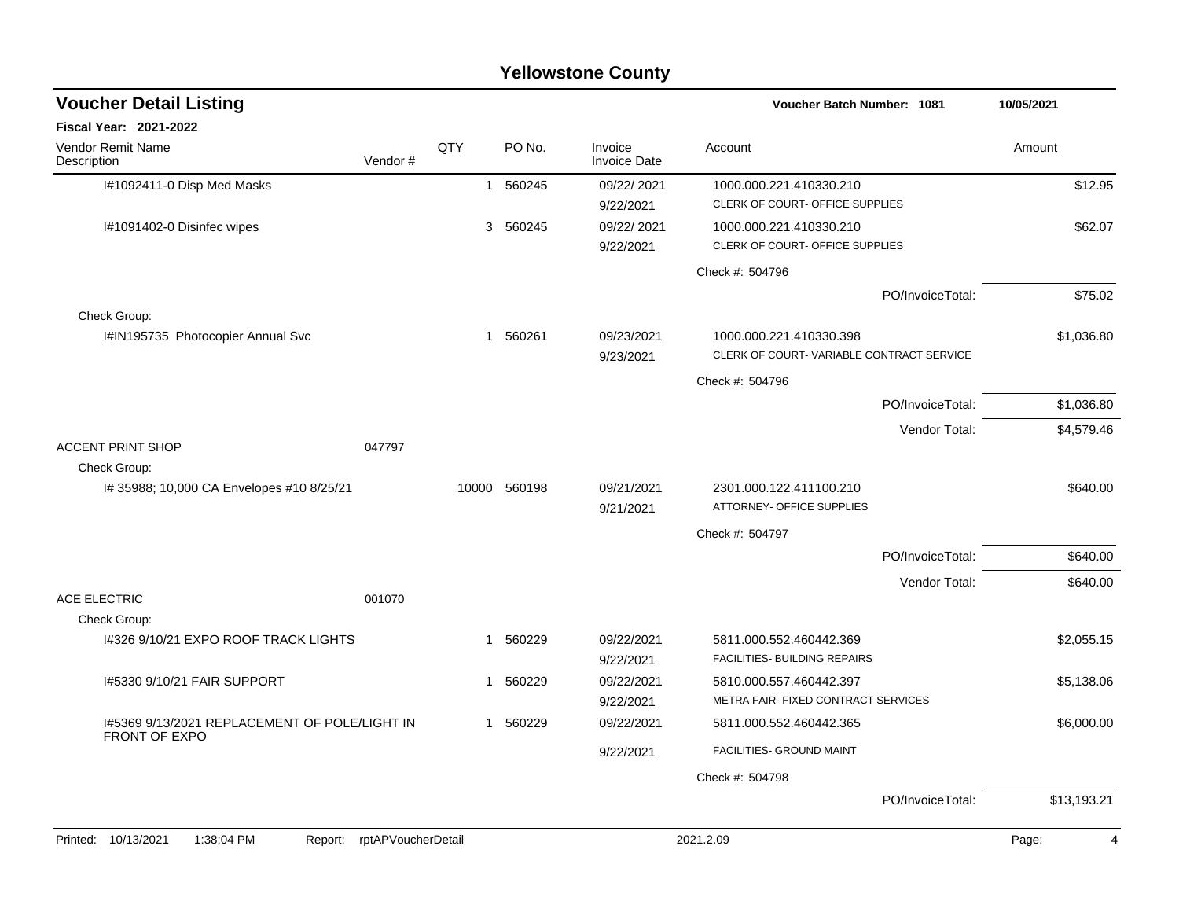# Yellowstone County

## Voucher Detail Listing

**Voucher Batch Number: 1081** — 10/05/2021

**Fiscal Year: 2021-2022**

| Vendor Remit Name / Description | Vendor # | QTY | PO No. | Invoice / Invoice Date | Account | Amount |
|---|---|---|---|---|---|---|
| I#1092411-0 Disp Med Masks | | 1 | 560245 | 09/22/ 2021<br>9/22/2021 | 1000.000.221.410330.210<br>CLERK OF COURT- OFFICE SUPPLIES | $12.95 |
| I#1091402-0 Disinfec wipes | | 3 | 560245 | 09/22/ 2021<br>9/22/2021 | 1000.000.221.410330.210<br>CLERK OF COURT- OFFICE SUPPLIES | $62.07 |
| | | | | | Check #: 504796 | |
| | | | | | PO/InvoiceTotal: | $75.02 |
| Check Group: | | | | | | |
| I#IN195735 Photocopier Annual Svc | | 1 | 560261 | 09/23/2021<br>9/23/2021 | 1000.000.221.410330.398<br>CLERK OF COURT- VARIABLE CONTRACT SERVICE | $1,036.80 |
| | | | | | Check #: 504796 | |
| | | | | | PO/InvoiceTotal: | $1,036.80 |
| | | | | | Vendor Total: | $4,579.46 |
| ACCENT PRINT SHOP | 047797 | | | | | |
| Check Group: | | | | | | |
| I# 35988; 10,000 CA Envelopes #10 8/25/21 | | 10000 | 560198 | 09/21/2021<br>9/21/2021 | 2301.000.122.411100.210<br>ATTORNEY- OFFICE SUPPLIES | $640.00 |
| | | | | | Check #: 504797 | |
| | | | | | PO/InvoiceTotal: | $640.00 |
| | | | | | Vendor Total: | $640.00 |
| ACE ELECTRIC | 001070 | | | | | |
| Check Group: | | | | | | |
| I#326 9/10/21 EXPO ROOF TRACK LIGHTS | | 1 | 560229 | 09/22/2021<br>9/22/2021 | 5811.000.552.460442.369<br>FACILITIES- BUILDING REPAIRS | $2,055.15 |
| I#5330 9/10/21 FAIR SUPPORT | | 1 | 560229 | 09/22/2021<br>9/22/2021 | 5810.000.557.460442.397<br>METRA FAIR- FIXED CONTRACT SERVICES | $5,138.06 |
| I#5369 9/13/2021 REPLACEMENT OF POLE/LIGHT IN FRONT OF EXPO | | 1 | 560229 | 09/22/2021<br>9/22/2021 | 5811.000.552.460442.365<br>FACILITIES- GROUND MAINT | $6,000.00 |
| | | | | | Check #: 504798 | |
| | | | | | PO/InvoiceTotal: | $13,193.21 |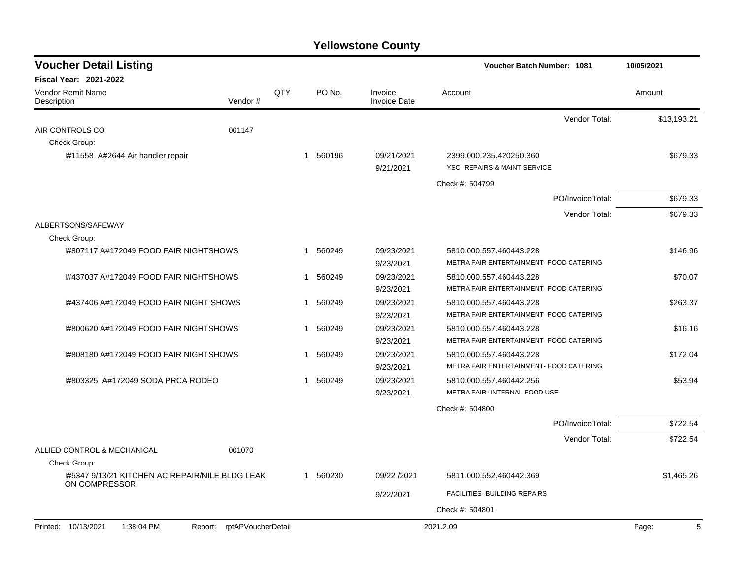# Yellowstone County

## Voucher Detail Listing

**Voucher Batch Number: 1081** — 10/05/2021

**Fiscal Year: 2021-2022**

| Vendor Remit Name / Description | Vendor # | QTY | PO No. | Invoice / Invoice Date | Account | Amount |
|---|---|---|---|---|---|---|
| | | | | | Vendor Total: | $13,193.21 |
| AIR CONTROLS CO | 001147 | | | | | |
| Check Group: | | | | | | |
| I#11558 A#2644 Air handler repair | | 1 | 560196 | 09/21/2021 / 9/21/2021 | 2399.000.235.420250.360 YSC- REPAIRS & MAINT SERVICE | $679.33 |
| | | | | | Check #: 504799 | |
| | | | | | PO/InvoiceTotal: | $679.33 |
| | | | | | Vendor Total: | $679.33 |
| ALBERTSONS/SAFEWAY | | | | | | |
| Check Group: | | | | | | |
| I#807117 A#172049 FOOD FAIR NIGHTSHOWS | | 1 | 560249 | 09/23/2021 / 9/23/2021 | 5810.000.557.460443.228 METRA FAIR ENTERTAINMENT- FOOD CATERING | $146.96 |
| I#437037 A#172049 FOOD FAIR NIGHTSHOWS | | 1 | 560249 | 09/23/2021 / 9/23/2021 | 5810.000.557.460443.228 METRA FAIR ENTERTAINMENT- FOOD CATERING | $70.07 |
| I#437406 A#172049 FOOD FAIR NIGHT SHOWS | | 1 | 560249 | 09/23/2021 / 9/23/2021 | 5810.000.557.460443.228 METRA FAIR ENTERTAINMENT- FOOD CATERING | $263.37 |
| I#800620 A#172049 FOOD FAIR NIGHTSHOWS | | 1 | 560249 | 09/23/2021 / 9/23/2021 | 5810.000.557.460443.228 METRA FAIR ENTERTAINMENT- FOOD CATERING | $16.16 |
| I#808180 A#172049 FOOD FAIR NIGHTSHOWS | | 1 | 560249 | 09/23/2021 / 9/23/2021 | 5810.000.557.460443.228 METRA FAIR ENTERTAINMENT- FOOD CATERING | $172.04 |
| I#803325 A#172049 SODA PRCA RODEO | | 1 | 560249 | 09/23/2021 / 9/23/2021 | 5810.000.557.460442.256 METRA FAIR- INTERNAL FOOD USE | $53.94 |
| | | | | | Check #: 504800 | |
| | | | | | PO/InvoiceTotal: | $722.54 |
| | | | | | Vendor Total: | $722.54 |
| ALLIED CONTROL & MECHANICAL | 001070 | | | | | |
| Check Group: | | | | | | |
| I#5347 9/13/21 KITCHEN AC REPAIR/NILE BLDG LEAK ON COMPRESSOR | | 1 | 560230 | 09/22 /2021 / 9/22/2021 | 5811.000.552.460442.369 FACILITIES- BUILDING REPAIRS | $1,465.26 |
| | | | | | Check #: 504801 | |

Printed: 10/13/2021 1:38:04 PM Report: rptAPVoucherDetail 2021.2.09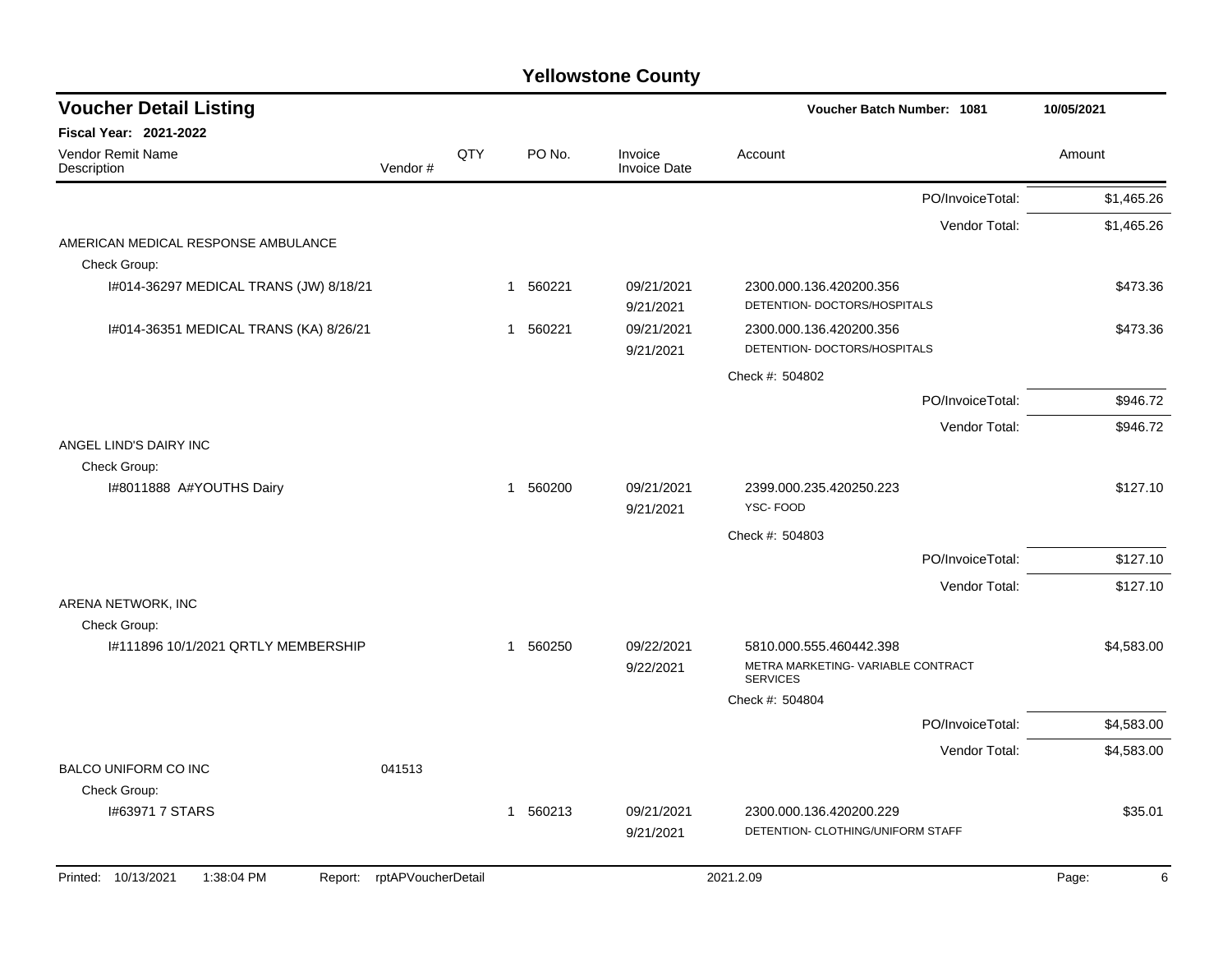# Yellowstone County

## Voucher Detail Listing

**Voucher Batch Number: 1081** — 10/05/2021

**Fiscal Year: 2021-2022**

| Vendor Remit Name / Description | Vendor # | QTY | PO No. | Invoice / Invoice Date | Account | Amount |
|---|---|---|---|---|---|---|
| | | | | | PO/InvoiceTotal: | $1,465.26 |
| | | | | | Vendor Total: | $1,465.26 |
| AMERICAN MEDICAL RESPONSE AMBULANCE | | | | | | |
| Check Group: | | | | | | |
| I#014-36297 MEDICAL TRANS (JW) 8/18/21 | | 1 | 560221 | 09/21/2021 9/21/2021 | 2300.000.136.420200.356 DETENTION- DOCTORS/HOSPITALS | $473.36 |
| I#014-36351 MEDICAL TRANS (KA) 8/26/21 | | 1 | 560221 | 09/21/2021 9/21/2021 | 2300.000.136.420200.356 DETENTION- DOCTORS/HOSPITALS | $473.36 |
| | | | | | Check #: 504802 | |
| | | | | | PO/InvoiceTotal: | $946.72 |
| | | | | | Vendor Total: | $946.72 |
| ANGEL LIND'S DAIRY INC | | | | | | |
| Check Group: | | | | | | |
| I#8011888 A#YOUTHS Dairy | | 1 | 560200 | 09/21/2021 9/21/2021 | 2399.000.235.420250.223 YSC- FOOD | $127.10 |
| | | | | | Check #: 504803 | |
| | | | | | PO/InvoiceTotal: | $127.10 |
| | | | | | Vendor Total: | $127.10 |
| ARENA NETWORK, INC | | | | | | |
| Check Group: | | | | | | |
| I#111896 10/1/2021 QRTLY MEMBERSHIP | | 1 | 560250 | 09/22/2021 9/22/2021 | 5810.000.555.460442.398 METRA MARKETING- VARIABLE CONTRACT SERVICES | $4,583.00 |
| | | | | | Check #: 504804 | |
| | | | | | PO/InvoiceTotal: | $4,583.00 |
| | | | | | Vendor Total: | $4,583.00 |
| BALCO UNIFORM CO INC | 041513 | | | | | |
| Check Group: | | | | | | |
| I#63971 7 STARS | | 1 | 560213 | 09/21/2021 9/21/2021 | 2300.000.136.420200.229 DETENTION- CLOTHING/UNIFORM STAFF | $35.01 |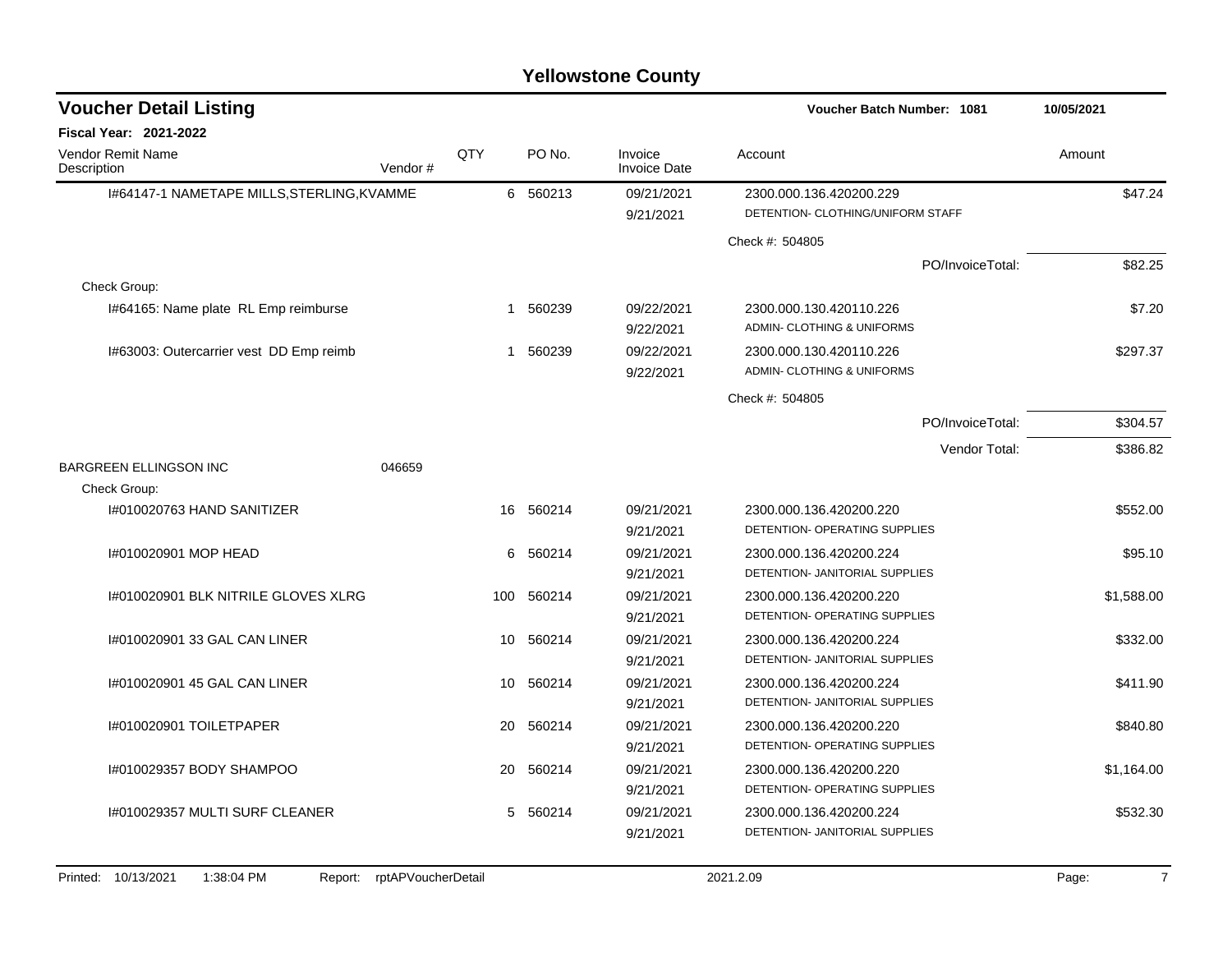# Yellowstone County

## Voucher Detail Listing

**Voucher Batch Number: 1081** 10/05/2021

**Fiscal Year: 2021-2022**

| Vendor Remit Name / Description | Vendor # | QTY | PO No. | Invoice / Invoice Date | Account | Amount |
|---|---|---|---|---|---|---|
| I#64147-1 NAMETAPE MILLS,STERLING,KVAMME | | 6 | 560213 | 09/21/2021<br>9/21/2021 | 2300.000.136.420200.229<br>DETENTION- CLOTHING/UNIFORM STAFF | $47.24 |
| | | | | | Check #: 504805 | |
| | | | | | PO/InvoiceTotal: | $82.25 |
| Check Group: | | | | | | |
| I#64165: Name plate RL Emp reimburse | | 1 | 560239 | 09/22/2021<br>9/22/2021 | 2300.000.130.420110.226<br>ADMIN- CLOTHING & UNIFORMS | $7.20 |
| I#63003: Outercarrier vest DD Emp reimb | | 1 | 560239 | 09/22/2021<br>9/22/2021 | 2300.000.130.420110.226<br>ADMIN- CLOTHING & UNIFORMS | $297.37 |
| | | | | | Check #: 504805 | |
| | | | | | PO/InvoiceTotal: | $304.57 |
| | | | | | Vendor Total: | $386.82 |
| BARGREEN ELLINGSON INC | 046659 | | | | | |
| Check Group: | | | | | | |
| I#010020763 HAND SANITIZER | | 16 | 560214 | 09/21/2021<br>9/21/2021 | 2300.000.136.420200.220<br>DETENTION- OPERATING SUPPLIES | $552.00 |
| I#010020901 MOP HEAD | | 6 | 560214 | 09/21/2021<br>9/21/2021 | 2300.000.136.420200.224<br>DETENTION- JANITORIAL SUPPLIES | $95.10 |
| I#010020901 BLK NITRILE GLOVES XLRG | | 100 | 560214 | 09/21/2021<br>9/21/2021 | 2300.000.136.420200.220<br>DETENTION- OPERATING SUPPLIES | $1,588.00 |
| I#010020901 33 GAL CAN LINER | | 10 | 560214 | 09/21/2021<br>9/21/2021 | 2300.000.136.420200.224<br>DETENTION- JANITORIAL SUPPLIES | $332.00 |
| I#010020901 45 GAL CAN LINER | | 10 | 560214 | 09/21/2021<br>9/21/2021 | 2300.000.136.420200.224<br>DETENTION- JANITORIAL SUPPLIES | $411.90 |
| I#010020901 TOILETPAPER | | 20 | 560214 | 09/21/2021<br>9/21/2021 | 2300.000.136.420200.220<br>DETENTION- OPERATING SUPPLIES | $840.80 |
| I#010029357 BODY SHAMPOO | | 20 | 560214 | 09/21/2021<br>9/21/2021 | 2300.000.136.420200.220<br>DETENTION- OPERATING SUPPLIES | $1,164.00 |
| I#010029357 MULTI SURF CLEANER | | 5 | 560214 | 09/21/2021<br>9/21/2021 | 2300.000.136.420200.224<br>DETENTION- JANITORIAL SUPPLIES | $532.30 |

Printed: 10/13/2021 1:38:04 PM Report: rptAPVoucherDetail 2021.2.09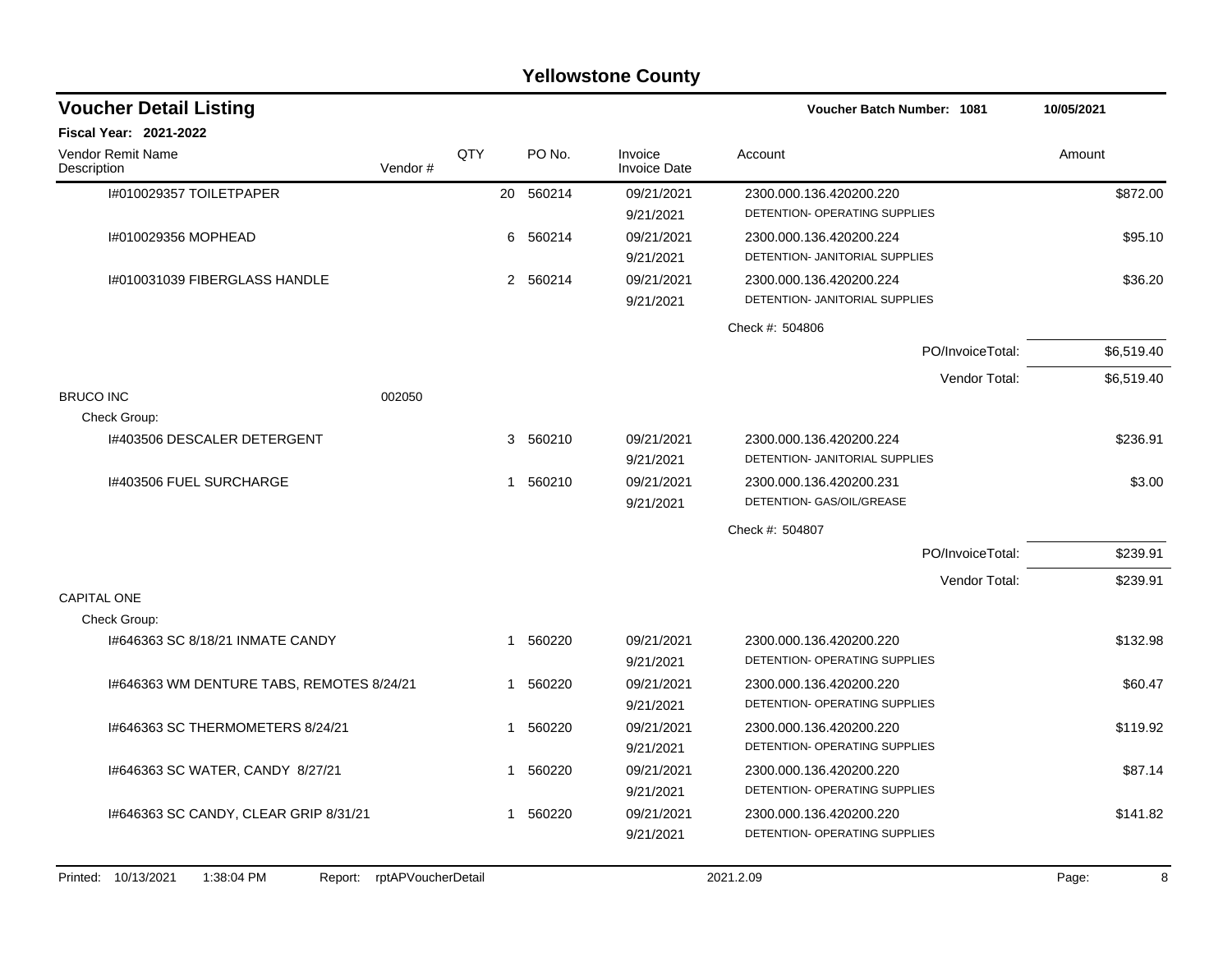# Yellowstone County

## Voucher Detail Listing

**Voucher Batch Number: 1081** | **10/05/2021**

**Fiscal Year: 2021-2022**

| Vendor Remit Name / Description | Vendor # | QTY | PO No. | Invoice / Invoice Date | Account | Amount |
|---|---|---|---|---|---|---|
| I#010029357 TOILETPAPER | | 20 | 560214 | 09/21/2021 / 9/21/2021 | 2300.000.136.420200.220 DETENTION- OPERATING SUPPLIES | $872.00 |
| I#010029356 MOPHEAD | | 6 | 560214 | 09/21/2021 / 9/21/2021 | 2300.000.136.420200.224 DETENTION- JANITORIAL SUPPLIES | $95.10 |
| I#010031039 FIBERGLASS HANDLE | | 2 | 560214 | 09/21/2021 / 9/21/2021 | 2300.000.136.420200.224 DETENTION- JANITORIAL SUPPLIES | $36.20 |
| | | | | | Check #: 504806 | |
| | | | | | PO/InvoiceTotal: | $6,519.40 |
| | | | | | Vendor Total: | $6,519.40 |
| BRUCO INC | 002050 | | | | | |
| Check Group: | | | | | | |
| I#403506 DESCALER DETERGENT | | 3 | 560210 | 09/21/2021 / 9/21/2021 | 2300.000.136.420200.224 DETENTION- JANITORIAL SUPPLIES | $236.91 |
| I#403506 FUEL SURCHARGE | | 1 | 560210 | 09/21/2021 / 9/21/2021 | 2300.000.136.420200.231 DETENTION- GAS/OIL/GREASE | $3.00 |
| | | | | | Check #: 504807 | |
| | | | | | PO/InvoiceTotal: | $239.91 |
| | | | | | Vendor Total: | $239.91 |
| CAPITAL ONE | | | | | | |
| Check Group: | | | | | | |
| I#646363 SC 8/18/21 INMATE CANDY | | 1 | 560220 | 09/21/2021 / 9/21/2021 | 2300.000.136.420200.220 DETENTION- OPERATING SUPPLIES | $132.98 |
| I#646363 WM DENTURE TABS, REMOTES 8/24/21 | | 1 | 560220 | 09/21/2021 / 9/21/2021 | 2300.000.136.420200.220 DETENTION- OPERATING SUPPLIES | $60.47 |
| I#646363 SC THERMOMETERS 8/24/21 | | 1 | 560220 | 09/21/2021 / 9/21/2021 | 2300.000.136.420200.220 DETENTION- OPERATING SUPPLIES | $119.92 |
| I#646363 SC WATER, CANDY 8/27/21 | | 1 | 560220 | 09/21/2021 / 9/21/2021 | 2300.000.136.420200.220 DETENTION- OPERATING SUPPLIES | $87.14 |
| I#646363 SC CANDY, CLEAR GRIP 8/31/21 | | 1 | 560220 | 09/21/2021 / 9/21/2021 | 2300.000.136.420200.220 DETENTION- OPERATING SUPPLIES | $141.82 |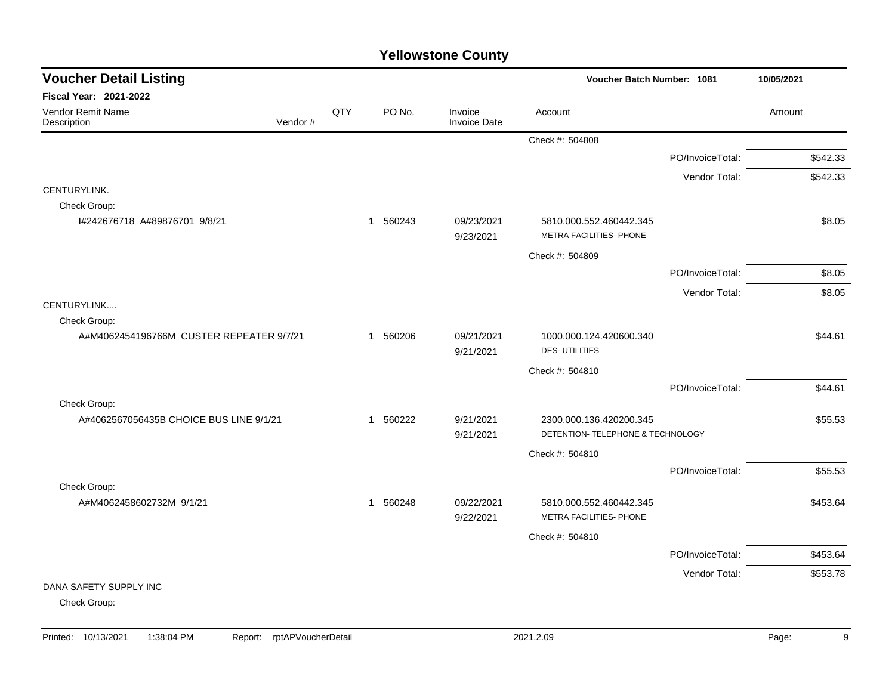# Yellowstone County

## Voucher Detail Listing

**Voucher Batch Number: 1081** — 10/05/2021

**Fiscal Year: 2021-2022**

| Vendor Remit Name / Description | Vendor # | QTY | PO No. | Invoice / Invoice Date | Account | Amount |
|---|---|---|---|---|---|---|
| | | | | | Check #: 504808 | |
| | | | | | PO/InvoiceTotal: | $542.33 |
| | | | | | Vendor Total: | $542.33 |
| CENTURYLINK. | | | | | | |
| Check Group: | | | | | | |
| I#242676718 A#89876701 9/8/21 | | 1 | 560243 | 09/23/2021 9/23/2021 | 5810.000.552.460442.345 METRA FACILITIES- PHONE | $8.05 |
| | | | | | Check #: 504809 | |
| | | | | | PO/InvoiceTotal: | $8.05 |
| | | | | | Vendor Total: | $8.05 |
| CENTURYLINK.... | | | | | | |
| Check Group: | | | | | | |
| A#M4062454196766M CUSTER REPEATER 9/7/21 | | 1 | 560206 | 09/21/2021 9/21/2021 | 1000.000.124.420600.340 DES- UTILITIES | $44.61 |
| | | | | | Check #: 504810 | |
| | | | | | PO/InvoiceTotal: | $44.61 |
| Check Group: | | | | | | |
| A#4062567056435B CHOICE BUS LINE 9/1/21 | | 1 | 560222 | 9/21/2021 9/21/2021 | 2300.000.136.420200.345 DETENTION- TELEPHONE & TECHNOLOGY | $55.53 |
| | | | | | Check #: 504810 | |
| | | | | | PO/InvoiceTotal: | $55.53 |
| Check Group: | | | | | | |
| A#M4062458602732M 9/1/21 | | 1 | 560248 | 09/22/2021 9/22/2021 | 5810.000.552.460442.345 METRA FACILITIES- PHONE | $453.64 |
| | | | | | Check #: 504810 | |
| | | | | | PO/InvoiceTotal: | $453.64 |
| | | | | | Vendor Total: | $553.78 |
| DANA SAFETY SUPPLY INC | | | | | | |
| Check Group: | | | | | | |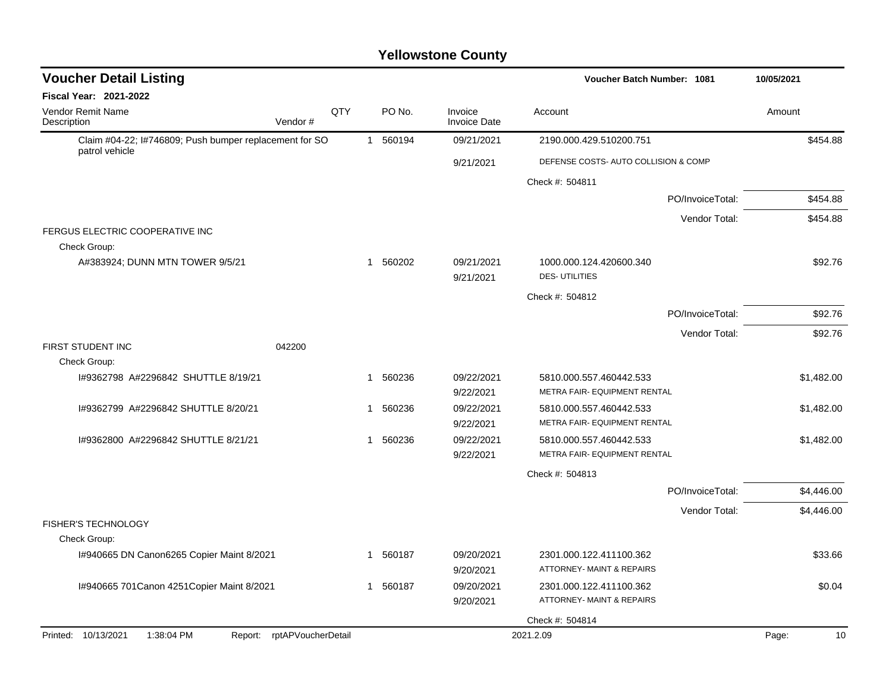# Yellowstone County

## Voucher Detail Listing

**Voucher Batch Number: 1081** 10/05/2021

**Fiscal Year: 2021-2022**

| Vendor Remit Name / Description | Vendor # | QTY | PO No. | Invoice / Invoice Date | Account | Amount |
|---|---|---|---|---|---|---|
| Claim #04-22; I#746809; Push bumper replacement for SO patrol vehicle | | 1 | 560194 | 09/21/2021 | 2190.000.429.510200.751 | $454.88 |
| | | | | 9/21/2021 | DEFENSE COSTS- AUTO COLLISION & COMP | |
| | | | | | Check #: 504811 | |
| | | | | | PO/InvoiceTotal: | $454.88 |
| | | | | | Vendor Total: | $454.88 |
| FERGUS ELECTRIC COOPERATIVE INC | | | | | | |
| Check Group: | | | | | | |
| A#383924; DUNN MTN TOWER 9/5/21 | | 1 | 560202 | 09/21/2021 | 1000.000.124.420600.340 | $92.76 |
| | | | | 9/21/2021 | DES- UTILITIES | |
| | | | | | Check #: 504812 | |
| | | | | | PO/InvoiceTotal: | $92.76 |
| | | | | | Vendor Total: | $92.76 |
| FIRST STUDENT INC | 042200 | | | | | |
| Check Group: | | | | | | |
| I#9362798 A#2296842 SHUTTLE 8/19/21 | | 1 | 560236 | 09/22/2021 | 5810.000.557.460442.533 | $1,482.00 |
| | | | | 9/22/2021 | METRA FAIR- EQUIPMENT RENTAL | |
| I#9362799 A#2296842 SHUTTLE 8/20/21 | | 1 | 560236 | 09/22/2021 | 5810.000.557.460442.533 | $1,482.00 |
| | | | | 9/22/2021 | METRA FAIR- EQUIPMENT RENTAL | |
| I#9362800 A#2296842 SHUTTLE 8/21/21 | | 1 | 560236 | 09/22/2021 | 5810.000.557.460442.533 | $1,482.00 |
| | | | | 9/22/2021 | METRA FAIR- EQUIPMENT RENTAL | |
| | | | | | Check #: 504813 | |
| | | | | | PO/InvoiceTotal: | $4,446.00 |
| | | | | | Vendor Total: | $4,446.00 |
| FISHER'S TECHNOLOGY | | | | | | |
| Check Group: | | | | | | |
| I#940665 DN Canon6265 Copier Maint 8/2021 | | 1 | 560187 | 09/20/2021 | 2301.000.122.411100.362 | $33.66 |
| | | | | 9/20/2021 | ATTORNEY- MAINT & REPAIRS | |
| I#940665 701Canon 4251Copier Maint 8/2021 | | 1 | 560187 | 09/20/2021 | 2301.000.122.411100.362 | $0.04 |
| | | | | 9/20/2021 | ATTORNEY- MAINT & REPAIRS | |
| | | | | | Check #: 504814 | |

Printed: 10/13/2021 1:38:04 PM Report: rptAPVoucherDetail 2021.2.09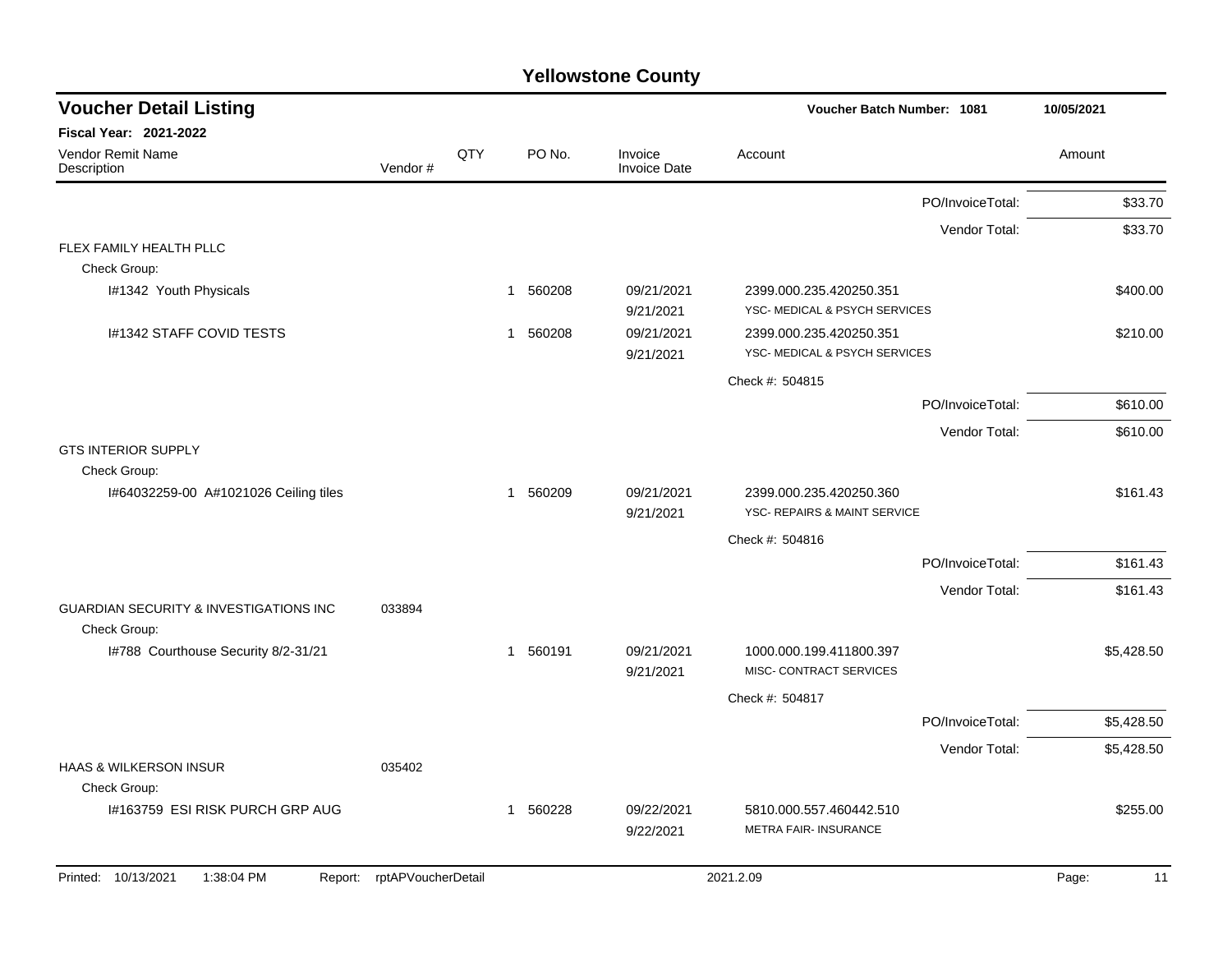# Yellowstone County

## Voucher Detail Listing

**Voucher Batch Number: 1081** | **10/05/2021**

**Fiscal Year: 2021-2022**

| Vendor Remit Name / Description | Vendor # | QTY | PO No. | Invoice / Invoice Date | Account | Amount |
|---|---|---|---|---|---|---|
| | | | | | PO/InvoiceTotal: | $33.70 |
| | | | | | Vendor Total: | $33.70 |
| FLEX FAMILY HEALTH PLLC | | | | | | |
| Check Group: | | | | | | |
| I#1342 Youth Physicals | | 1 | 560208 | 09/21/2021 9/21/2021 | 2399.000.235.420250.351 YSC- MEDICAL & PSYCH SERVICES | $400.00 |
| I#1342 STAFF COVID TESTS | | 1 | 560208 | 09/21/2021 9/21/2021 | 2399.000.235.420250.351 YSC- MEDICAL & PSYCH SERVICES | $210.00 |
| | | | | | Check #: 504815 | |
| | | | | | PO/InvoiceTotal: | $610.00 |
| | | | | | Vendor Total: | $610.00 |
| GTS INTERIOR SUPPLY | | | | | | |
| Check Group: | | | | | | |
| I#64032259-00 A#1021026 Ceiling tiles | | 1 | 560209 | 09/21/2021 9/21/2021 | 2399.000.235.420250.360 YSC- REPAIRS & MAINT SERVICE | $161.43 |
| | | | | | Check #: 504816 | |
| | | | | | PO/InvoiceTotal: | $161.43 |
| | | | | | Vendor Total: | $161.43 |
| GUARDIAN SECURITY & INVESTIGATIONS INC | 033894 | | | | | |
| Check Group: | | | | | | |
| I#788 Courthouse Security 8/2-31/21 | | 1 | 560191 | 09/21/2021 9/21/2021 | 1000.000.199.411800.397 MISC- CONTRACT SERVICES | $5,428.50 |
| | | | | | Check #: 504817 | |
| | | | | | PO/InvoiceTotal: | $5,428.50 |
| | | | | | Vendor Total: | $5,428.50 |
| HAAS & WILKERSON INSUR | 035402 | | | | | |
| Check Group: | | | | | | |
| I#163759 ESI RISK PURCH GRP AUG | | 1 | 560228 | 09/22/2021 9/22/2021 | 5810.000.557.460442.510 METRA FAIR- INSURANCE | $255.00 |

Printed: 10/13/2021 1:38:04 PM Report: rptAPVoucherDetail 2021.2.09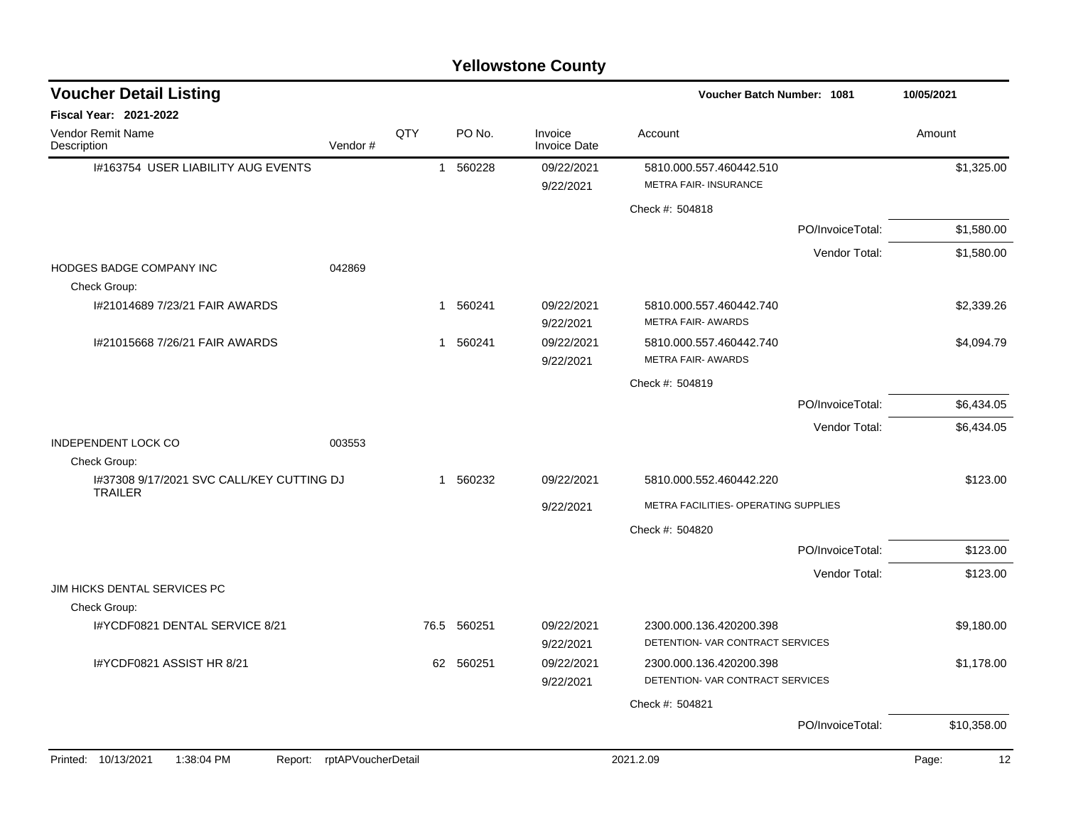# Yellowstone County

## Voucher Detail Listing

**Voucher Batch Number: 1081** — 10/05/2021

**Fiscal Year: 2021-2022**

| Vendor Remit Name / Description | Vendor # | QTY | PO No. | Invoice / Invoice Date | Account | Amount |
|---|---|---|---|---|---|---|
| I#163754 USER LIABILITY AUG EVENTS | | 1 | 560228 | 09/22/2021 | 5810.000.557.460442.510 | $1,325.00 |
| | | | | 9/22/2021 | METRA FAIR- INSURANCE | |
| | | | | | Check #: 504818 | |
| | | | | | PO/InvoiceTotal: | $1,580.00 |
| | | | | | Vendor Total: | $1,580.00 |
| HODGES BADGE COMPANY INC | 042869 | | | | | |
| Check Group: | | | | | | |
| I#21014689 7/23/21 FAIR AWARDS | | 1 | 560241 | 09/22/2021 | 5810.000.557.460442.740 | $2,339.26 |
| | | | | 9/22/2021 | METRA FAIR- AWARDS | |
| I#21015668 7/26/21 FAIR AWARDS | | 1 | 560241 | 09/22/2021 | 5810.000.557.460442.740 | $4,094.79 |
| | | | | 9/22/2021 | METRA FAIR- AWARDS | |
| | | | | | Check #: 504819 | |
| | | | | | PO/InvoiceTotal: | $6,434.05 |
| | | | | | Vendor Total: | $6,434.05 |
| INDEPENDENT LOCK CO | 003553 | | | | | |
| Check Group: | | | | | | |
| I#37308 9/17/2021 SVC CALL/KEY CUTTING DJ TRAILER | | 1 | 560232 | 09/22/2021 | 5810.000.552.460442.220 | $123.00 |
| | | | | 9/22/2021 | METRA FACILITIES- OPERATING SUPPLIES | |
| | | | | | Check #: 504820 | |
| | | | | | PO/InvoiceTotal: | $123.00 |
| | | | | | Vendor Total: | $123.00 |
| JIM HICKS DENTAL SERVICES PC | | | | | | |
| Check Group: | | | | | | |
| I#YCDF0821 DENTAL SERVICE 8/21 | | 76.5 | 560251 | 09/22/2021 | 2300.000.136.420200.398 | $9,180.00 |
| | | | | 9/22/2021 | DETENTION- VAR CONTRACT SERVICES | |
| I#YCDF0821 ASSIST HR 8/21 | | 62 | 560251 | 09/22/2021 | 2300.000.136.420200.398 | $1,178.00 |
| | | | | 9/22/2021 | DETENTION- VAR CONTRACT SERVICES | |
| | | | | | Check #: 504821 | |
| | | | | | PO/InvoiceTotal: | $10,358.00 |

Printed: 10/13/2021 1:38:04 PM Report: rptAPVoucherDetail 2021.2.09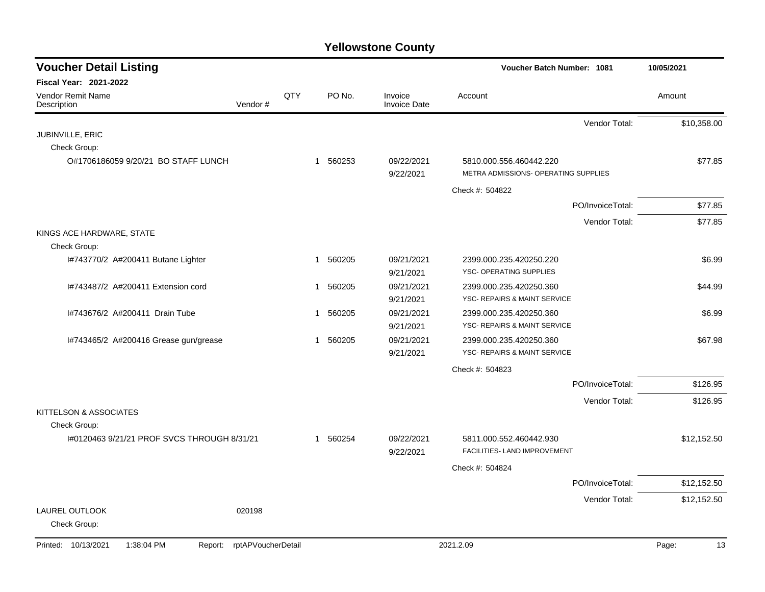# Yellowstone County

## Voucher Detail Listing

**Voucher Batch Number: 1081** — 10/05/2021

**Fiscal Year: 2021-2022**

| Vendor Remit Name / Description | Vendor # | QTY | PO No. | Invoice / Invoice Date | Account | Amount |
|---|---|---|---|---|---|---|
| | | | | | Vendor Total: | $10,358.00 |
| JUBINVILLE, ERIC | | | | | | |
| Check Group: | | | | | | |
| O#1706186059 9/20/21 BO STAFF LUNCH | | 1 | 560253 | 09/22/2021 9/22/2021 | 5810.000.556.460442.220 METRA ADMISSIONS- OPERATING SUPPLIES | $77.85 |
| | | | | | Check #: 504822 | |
| | | | | | PO/InvoiceTotal: | $77.85 |
| | | | | | Vendor Total: | $77.85 |
| KINGS ACE HARDWARE, STATE | | | | | | |
| Check Group: | | | | | | |
| I#743770/2 A#200411 Butane Lighter | | 1 | 560205 | 09/21/2021 9/21/2021 | 2399.000.235.420250.220 YSC- OPERATING SUPPLIES | $6.99 |
| I#743487/2 A#200411 Extension cord | | 1 | 560205 | 09/21/2021 9/21/2021 | 2399.000.235.420250.360 YSC- REPAIRS & MAINT SERVICE | $44.99 |
| I#743676/2 A#200411 Drain Tube | | 1 | 560205 | 09/21/2021 9/21/2021 | 2399.000.235.420250.360 YSC- REPAIRS & MAINT SERVICE | $6.99 |
| I#743465/2 A#200416 Grease gun/grease | | 1 | 560205 | 09/21/2021 9/21/2021 | 2399.000.235.420250.360 YSC- REPAIRS & MAINT SERVICE | $67.98 |
| | | | | | Check #: 504823 | |
| | | | | | PO/InvoiceTotal: | $126.95 |
| | | | | | Vendor Total: | $126.95 |
| KITTELSON & ASSOCIATES | | | | | | |
| Check Group: | | | | | | |
| I#0120463 9/21/21 PROF SVCS THROUGH 8/31/21 | | 1 | 560254 | 09/22/2021 9/22/2021 | 5811.000.552.460442.930 FACILITIES- LAND IMPROVEMENT | $12,152.50 |
| | | | | | Check #: 504824 | |
| | | | | | PO/InvoiceTotal: | $12,152.50 |
| | | | | | Vendor Total: | $12,152.50 |
| LAUREL OUTLOOK | 020198 | | | | | |
| Check Group: | | | | | | |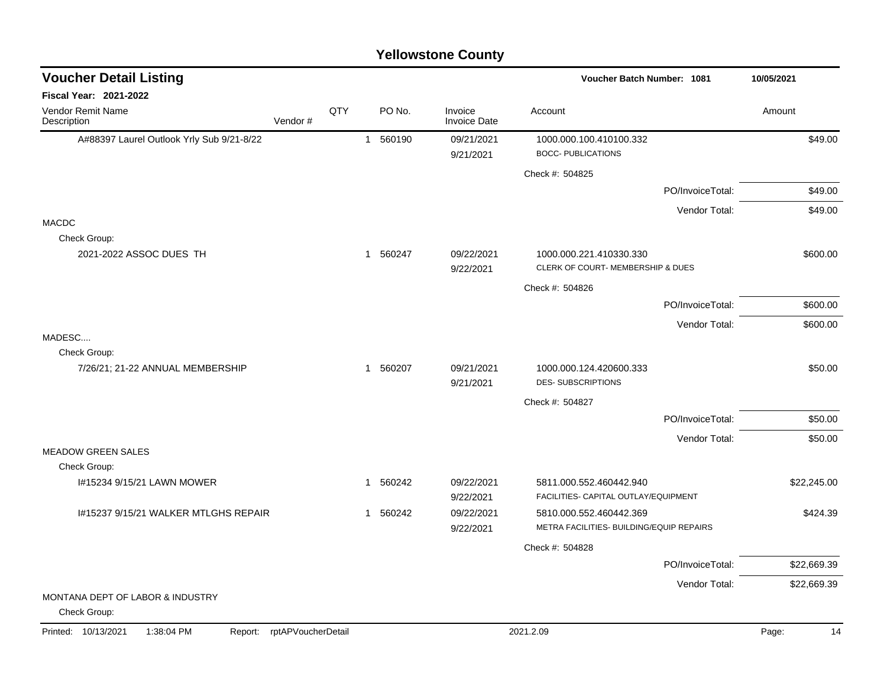# Yellowstone County

## Voucher Detail Listing

**Voucher Batch Number: 1081** — 10/05/2021

**Fiscal Year: 2021-2022**

| Vendor Remit Name / Description | Vendor # | QTY | PO No. | Invoice / Invoice Date | Account | Amount |
|---|---|---|---|---|---|---|
| A#88397 Laurel Outlook Yrly Sub 9/21-8/22 | | 1 | 560190 | 09/21/2021 / 9/21/2021 | 1000.000.100.410100.332 BOCC- PUBLICATIONS | $49.00 |
| | | | | | Check #: 504825 | |
| | | | | | PO/InvoiceTotal: | $49.00 |
| | | | | | Vendor Total: | $49.00 |
| **MACDC** | | | | | | |
| Check Group: | | | | | | |
| 2021-2022 ASSOC DUES TH | | 1 | 560247 | 09/22/2021 / 9/22/2021 | 1000.000.221.410330.330 CLERK OF COURT- MEMBERSHIP & DUES | $600.00 |
| | | | | | Check #: 504826 | |
| | | | | | PO/InvoiceTotal: | $600.00 |
| | | | | | Vendor Total: | $600.00 |
| **MADESC....** | | | | | | |
| Check Group: | | | | | | |
| 7/26/21; 21-22 ANNUAL MEMBERSHIP | | 1 | 560207 | 09/21/2021 / 9/21/2021 | 1000.000.124.420600.333 DES- SUBSCRIPTIONS | $50.00 |
| | | | | | Check #: 504827 | |
| | | | | | PO/InvoiceTotal: | $50.00 |
| | | | | | Vendor Total: | $50.00 |
| **MEADOW GREEN SALES** | | | | | | |
| Check Group: | | | | | | |
| I#15234 9/15/21 LAWN MOWER | | 1 | 560242 | 09/22/2021 / 9/22/2021 | 5811.000.552.460442.940 FACILITIES- CAPITAL OUTLAY/EQUIPMENT | $22,245.00 |
| I#15237 9/15/21 WALKER MTLGHS REPAIR | | 1 | 560242 | 09/22/2021 / 9/22/2021 | 5810.000.552.460442.369 METRA FACILITIES- BUILDING/EQUIP REPAIRS | $424.39 |
| | | | | | Check #: 504828 | |
| | | | | | PO/InvoiceTotal: | $22,669.39 |
| | | | | | Vendor Total: | $22,669.39 |
| **MONTANA DEPT OF LABOR & INDUSTRY** | | | | | | |
| Check Group: | | | | | | |

Printed: 10/13/2021 1:38:04 PM Report: rptAPVoucherDetail 2021.2.09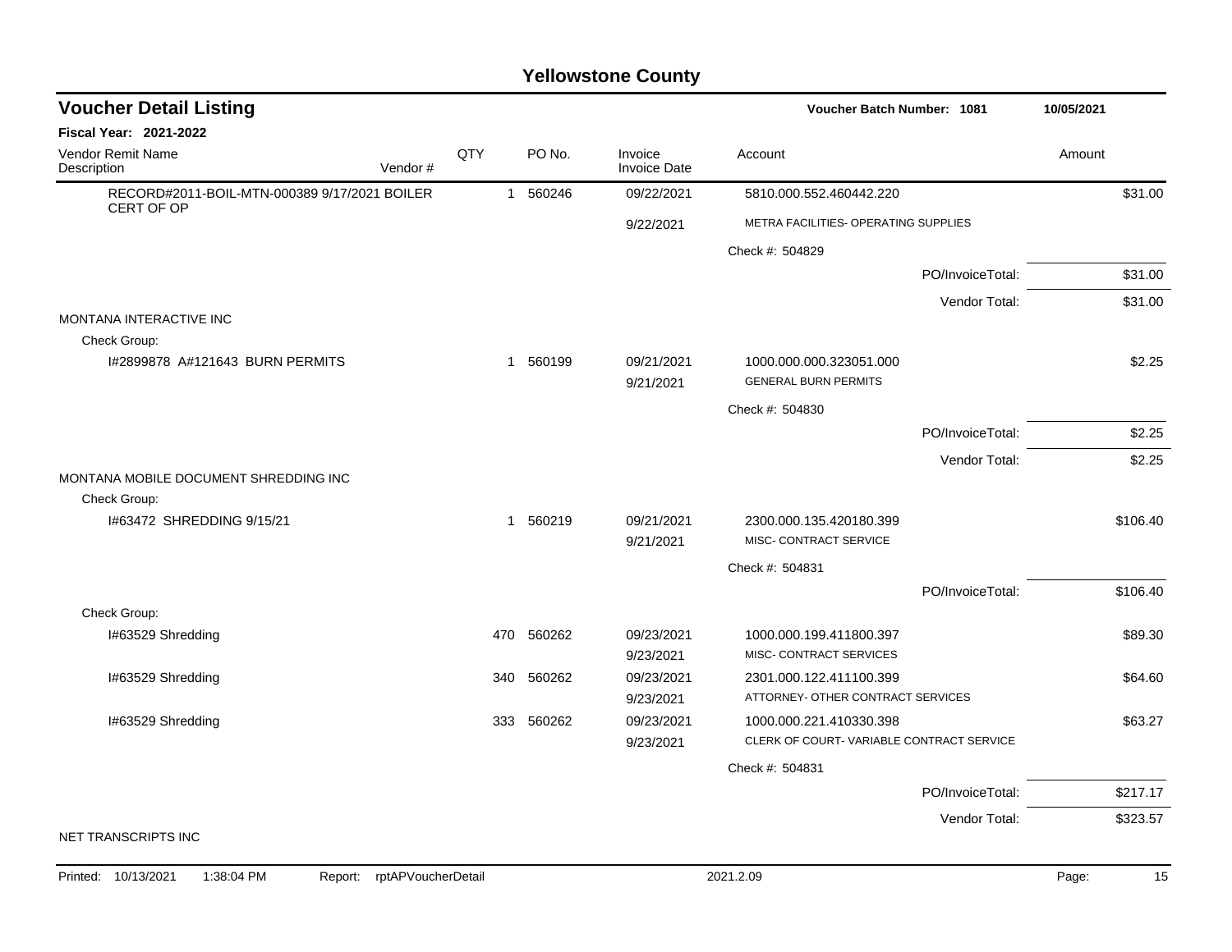# Yellowstone County

## Voucher Detail Listing

**Voucher Batch Number: 1081** — 10/05/2021

**Fiscal Year: 2021-2022**

| Vendor Remit Name / Description | Vendor # | QTY | PO No. | Invoice / Invoice Date | Account | Amount |
|---|---|---|---|---|---|---|
| RECORD#2011-BOIL-MTN-000389 9/17/2021 BOILER CERT OF OP | | 1 | 560246 | 09/22/2021 | 5810.000.552.460442.220 | $31.00 |
| | | | | 9/22/2021 | METRA FACILITIES- OPERATING SUPPLIES | |
| | | | | | Check #: 504829 | |
| | | | | | PO/InvoiceTotal: | $31.00 |
| | | | | | Vendor Total: | $31.00 |
| **MONTANA INTERACTIVE INC** | | | | | | |
| Check Group: | | | | | | |
| I#2899878 A#121643 BURN PERMITS | | 1 | 560199 | 09/21/2021 | 1000.000.000.323051.000 | $2.25 |
| | | | | 9/21/2021 | GENERAL BURN PERMITS | |
| | | | | | Check #: 504830 | |
| | | | | | PO/InvoiceTotal: | $2.25 |
| | | | | | Vendor Total: | $2.25 |
| **MONTANA MOBILE DOCUMENT SHREDDING INC** | | | | | | |
| Check Group: | | | | | | |
| I#63472 SHREDDING 9/15/21 | | 1 | 560219 | 09/21/2021 | 2300.000.135.420180.399 | $106.40 |
| | | | | 9/21/2021 | MISC- CONTRACT SERVICE | |
| | | | | | Check #: 504831 | |
| | | | | | PO/InvoiceTotal: | $106.40 |
| Check Group: | | | | | | |
| I#63529 Shredding | | 470 | 560262 | 09/23/2021 | 1000.000.199.411800.397 | $89.30 |
| | | | | 9/23/2021 | MISC- CONTRACT SERVICES | |
| I#63529 Shredding | | 340 | 560262 | 09/23/2021 | 2301.000.122.411100.399 | $64.60 |
| | | | | 9/23/2021 | ATTORNEY- OTHER CONTRACT SERVICES | |
| I#63529 Shredding | | 333 | 560262 | 09/23/2021 | 1000.000.221.410330.398 | $63.27 |
| | | | | 9/23/2021 | CLERK OF COURT- VARIABLE CONTRACT SERVICE | |
| | | | | | Check #: 504831 | |
| | | | | | PO/InvoiceTotal: | $217.17 |
| | | | | | Vendor Total: | $323.57 |
| **NET TRANSCRIPTS INC** | | | | | | |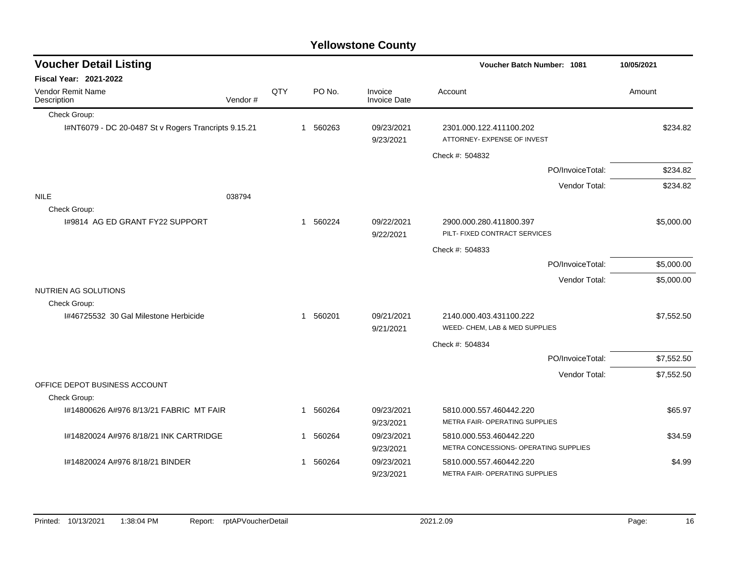# Yellowstone County

## Voucher Detail Listing

**Voucher Batch Number: 1081** — 10/05/2021

**Fiscal Year: 2021-2022**

| Vendor Remit Name / Description | Vendor # | QTY | PO No. | Invoice / Invoice Date | Account | Amount |
|---|---|---|---|---|---|---|
| Check Group: | | | | | | |
| I#NT6079 - DC 20-0487 St v Rogers Trancripts 9.15.21 | | 1 | 560263 | 09/23/2021<br>9/23/2021 | 2301.000.122.411100.202<br>ATTORNEY- EXPENSE OF INVEST | $234.82 |
| | | | | | Check #: 504832 | |
| | | | | | PO/InvoiceTotal: | $234.82 |
| | | | | | Vendor Total: | $234.82 |
| NILE | 038794 | | | | | |
| Check Group: | | | | | | |
| I#9814 AG ED GRANT FY22 SUPPORT | | 1 | 560224 | 09/22/2021<br>9/22/2021 | 2900.000.280.411800.397<br>PILT- FIXED CONTRACT SERVICES | $5,000.00 |
| | | | | | Check #: 504833 | |
| | | | | | PO/InvoiceTotal: | $5,000.00 |
| | | | | | Vendor Total: | $5,000.00 |
| NUTRIEN AG SOLUTIONS | | | | | | |
| Check Group: | | | | | | |
| I#46725532 30 Gal Milestone Herbicide | | 1 | 560201 | 09/21/2021<br>9/21/2021 | 2140.000.403.431100.222<br>WEED- CHEM, LAB & MED SUPPLIES | $7,552.50 |
| | | | | | Check #: 504834 | |
| | | | | | PO/InvoiceTotal: | $7,552.50 |
| | | | | | Vendor Total: | $7,552.50 |
| OFFICE DEPOT BUSINESS ACCOUNT | | | | | | |
| Check Group: | | | | | | |
| I#14800626 A#976 8/13/21 FABRIC MT FAIR | | 1 | 560264 | 09/23/2021<br>9/23/2021 | 5810.000.557.460442.220<br>METRA FAIR- OPERATING SUPPLIES | $65.97 |
| I#14820024 A#976 8/18/21 INK CARTRIDGE | | 1 | 560264 | 09/23/2021<br>9/23/2021 | 5810.000.553.460442.220<br>METRA CONCESSIONS- OPERATING SUPPLIES | $34.59 |
| I#14820024 A#976 8/18/21 BINDER | | 1 | 560264 | 09/23/2021<br>9/23/2021 | 5810.000.557.460442.220<br>METRA FAIR- OPERATING SUPPLIES | $4.99 |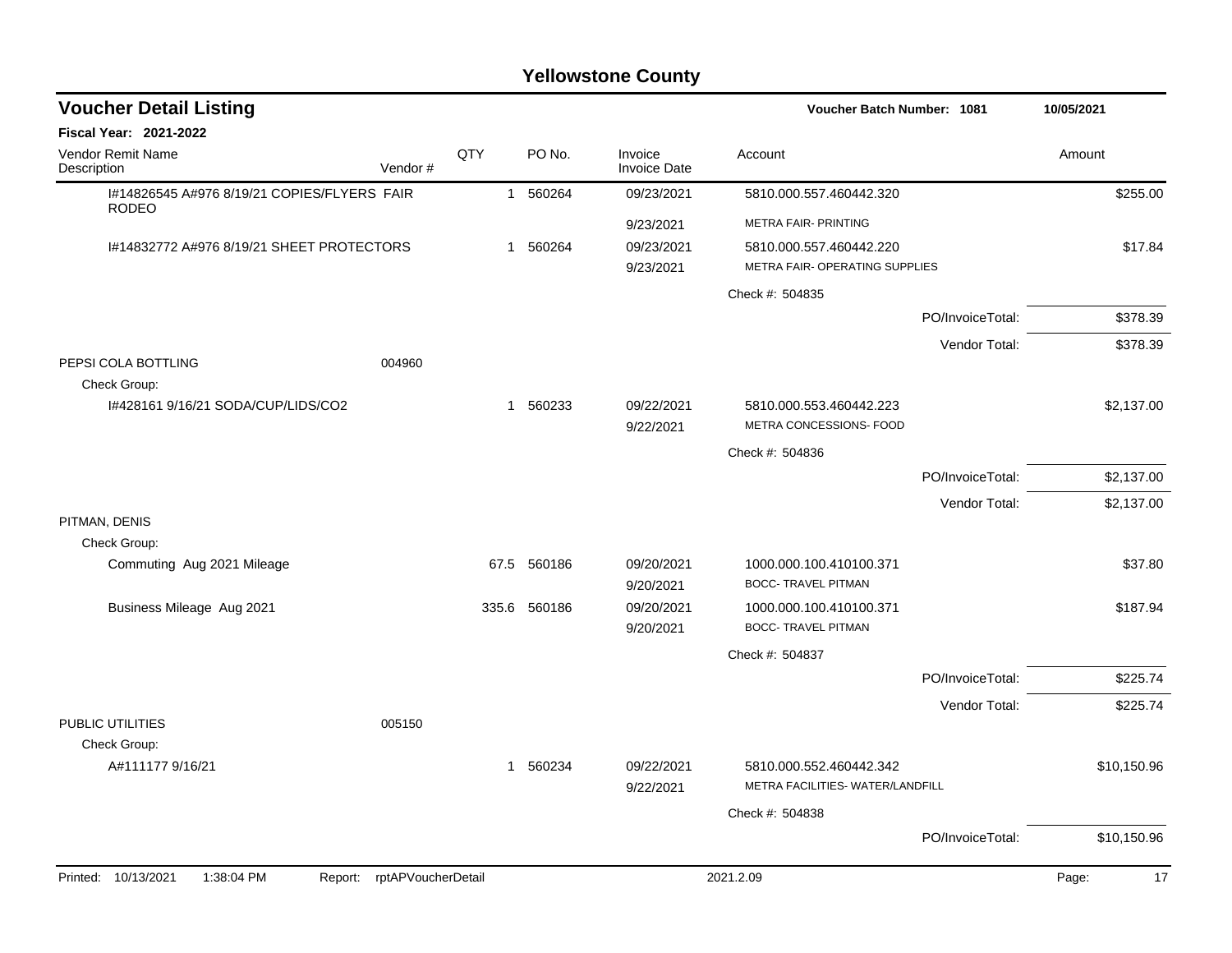# Yellowstone County

## Voucher Detail Listing

Voucher Batch Number: 1081 — 10/05/2021

**Fiscal Year: 2021-2022**

| Vendor Remit Name / Description | Vendor # | QTY | PO No. | Invoice / Invoice Date | Account | Amount |
|---|---|---|---|---|---|---|
| I#14826545 A#976 8/19/21 COPIES/FLYERS FAIR RODEO | | 1 | 560264 | 09/23/2021 / 9/23/2021 | 5810.000.557.460442.320 METRA FAIR- PRINTING | $255.00 |
| I#14832772 A#976 8/19/21 SHEET PROTECTORS | | 1 | 560264 | 09/23/2021 / 9/23/2021 | 5810.000.557.460442.220 METRA FAIR- OPERATING SUPPLIES | $17.84 |
| | | | | | Check #: 504835 | |
| | | | | | PO/InvoiceTotal: | $378.39 |
| | | | | | Vendor Total: | $378.39 |
| PEPSI COLA BOTTLING | 004960 | | | | | |
| Check Group: | | | | | | |
| I#428161 9/16/21 SODA/CUP/LIDS/CO2 | | 1 | 560233 | 09/22/2021 / 9/22/2021 | 5810.000.553.460442.223 METRA CONCESSIONS- FOOD | $2,137.00 |
| | | | | | Check #: 504836 | |
| | | | | | PO/InvoiceTotal: | $2,137.00 |
| | | | | | Vendor Total: | $2,137.00 |
| PITMAN, DENIS | | | | | | |
| Check Group: | | | | | | |
| Commuting Aug 2021 Mileage | | 67.5 | 560186 | 09/20/2021 / 9/20/2021 | 1000.000.100.410100.371 BOCC- TRAVEL PITMAN | $37.80 |
| Business Mileage Aug 2021 | | 335.6 | 560186 | 09/20/2021 / 9/20/2021 | 1000.000.100.410100.371 BOCC- TRAVEL PITMAN | $187.94 |
| | | | | | Check #: 504837 | |
| | | | | | PO/InvoiceTotal: | $225.74 |
| | | | | | Vendor Total: | $225.74 |
| PUBLIC UTILITIES | 005150 | | | | | |
| Check Group: | | | | | | |
| A#111177 9/16/21 | | 1 | 560234 | 09/22/2021 / 9/22/2021 | 5810.000.552.460442.342 METRA FACILITIES- WATER/LANDFILL | $10,150.96 |
| | | | | | Check #: 504838 | |
| | | | | | PO/InvoiceTotal: | $10,150.96 |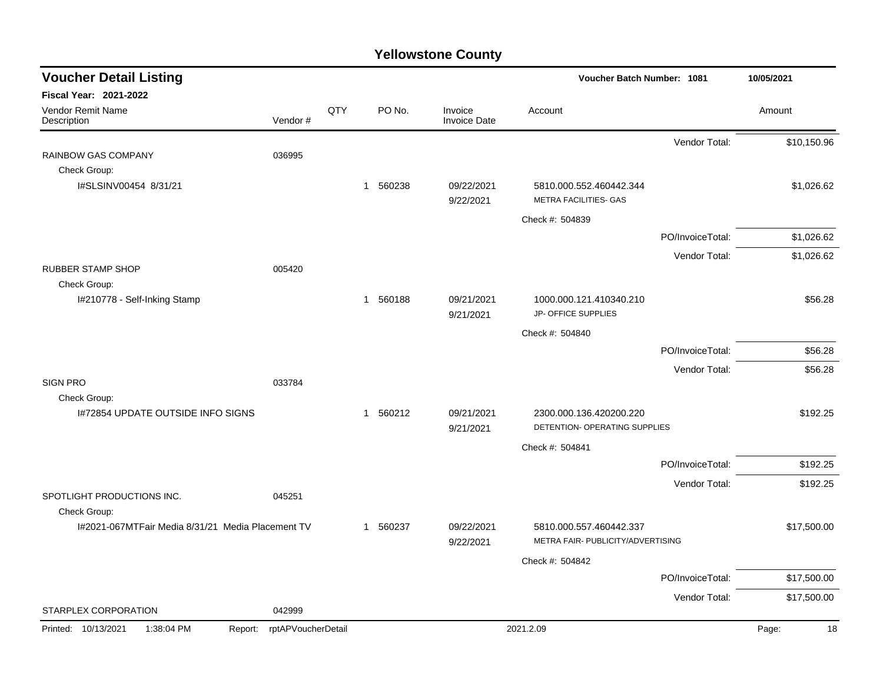# Yellowstone County

## Voucher Detail Listing

**Voucher Batch Number: 1081** | **10/05/2021**

**Fiscal Year: 2021-2022**

| Vendor Remit Name / Description | Vendor # | QTY | PO No. | Invoice / Invoice Date | Account | Amount |
|---|---|---|---|---|---|---|
| | | | | | Vendor Total: | $10,150.96 |
| RAINBOW GAS COMPANY | 036995 | | | | | |
| Check Group: | | | | | | |
| I#SLSINV00454 8/31/21 | | 1 | 560238 | 09/22/2021<br>9/22/2021 | 5810.000.552.460442.344<br>METRA FACILITIES- GAS | $1,026.62 |
| | | | | | Check #: 504839 | |
| | | | | | PO/InvoiceTotal: | $1,026.62 |
| | | | | | Vendor Total: | $1,026.62 |
| RUBBER STAMP SHOP | 005420 | | | | | |
| Check Group: | | | | | | |
| I#210778 - Self-Inking Stamp | | 1 | 560188 | 09/21/2021<br>9/21/2021 | 1000.000.121.410340.210<br>JP- OFFICE SUPPLIES | $56.28 |
| | | | | | Check #: 504840 | |
| | | | | | PO/InvoiceTotal: | $56.28 |
| | | | | | Vendor Total: | $56.28 |
| SIGN PRO | 033784 | | | | | |
| Check Group: | | | | | | |
| I#72854 UPDATE OUTSIDE INFO SIGNS | | 1 | 560212 | 09/21/2021<br>9/21/2021 | 2300.000.136.420200.220<br>DETENTION- OPERATING SUPPLIES | $192.25 |
| | | | | | Check #: 504841 | |
| | | | | | PO/InvoiceTotal: | $192.25 |
| | | | | | Vendor Total: | $192.25 |
| SPOTLIGHT PRODUCTIONS INC. | 045251 | | | | | |
| Check Group: | | | | | | |
| I#2021-067MTFair Media 8/31/21 Media Placement TV | | 1 | 560237 | 09/22/2021<br>9/22/2021 | 5810.000.557.460442.337<br>METRA FAIR- PUBLICITY/ADVERTISING | $17,500.00 |
| | | | | | Check #: 504842 | |
| | | | | | PO/InvoiceTotal: | $17,500.00 |
| | | | | | Vendor Total: | $17,500.00 |
| STARPLEX CORPORATION | 042999 | | | | | |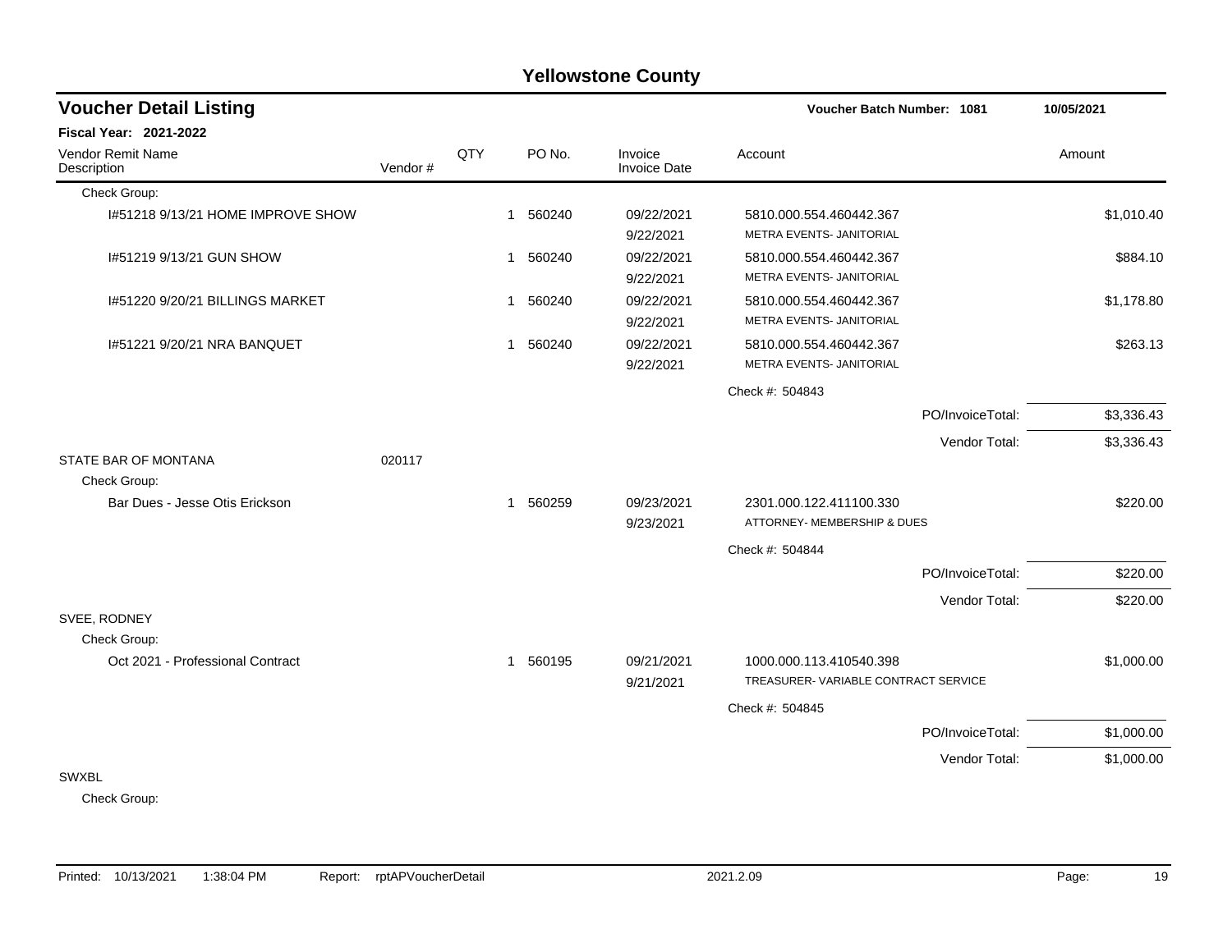# Yellowstone County

## Voucher Detail Listing

**Voucher Batch Number: 1081** 10/05/2021

**Fiscal Year: 2021-2022**

| Vendor Remit Name / Description | Vendor # | QTY | PO No. | Invoice / Invoice Date | Account | Amount |
|---|---|---|---|---|---|---|
| Check Group: | | | | | | |
| I#51218 9/13/21 HOME IMPROVE SHOW | | 1 | 560240 | 09/22/2021 9/22/2021 | 5810.000.554.460442.367 METRA EVENTS- JANITORIAL | $1,010.40 |
| I#51219 9/13/21 GUN SHOW | | 1 | 560240 | 09/22/2021 9/22/2021 | 5810.000.554.460442.367 METRA EVENTS- JANITORIAL | $884.10 |
| I#51220 9/20/21 BILLINGS MARKET | | 1 | 560240 | 09/22/2021 9/22/2021 | 5810.000.554.460442.367 METRA EVENTS- JANITORIAL | $1,178.80 |
| I#51221 9/20/21 NRA BANQUET | | 1 | 560240 | 09/22/2021 9/22/2021 | 5810.000.554.460442.367 METRA EVENTS- JANITORIAL | $263.13 |
| | | | | | Check #: 504843 | |
| | | | | | PO/InvoiceTotal: | $3,336.43 |
| | | | | | Vendor Total: | $3,336.43 |
| STATE BAR OF MONTANA | 020117 | | | | | |
| Check Group: | | | | | | |
| Bar Dues - Jesse Otis Erickson | | 1 | 560259 | 09/23/2021 9/23/2021 | 2301.000.122.411100.330 ATTORNEY- MEMBERSHIP & DUES | $220.00 |
| | | | | | Check #: 504844 | |
| | | | | | PO/InvoiceTotal: | $220.00 |
| | | | | | Vendor Total: | $220.00 |
| SVEE, RODNEY | | | | | | |
| Check Group: | | | | | | |
| Oct 2021 - Professional Contract | | 1 | 560195 | 09/21/2021 9/21/2021 | 1000.000.113.410540.398 TREASURER- VARIABLE CONTRACT SERVICE | $1,000.00 |
| | | | | | Check #: 504845 | |
| | | | | | PO/InvoiceTotal: | $1,000.00 |
| | | | | | Vendor Total: | $1,000.00 |
| SWXBL | | | | | | |
| Check Group: | | | | | | |

Printed: 10/13/2021 1:38:04 PM Report: rptAPVoucherDetail 2021.2.09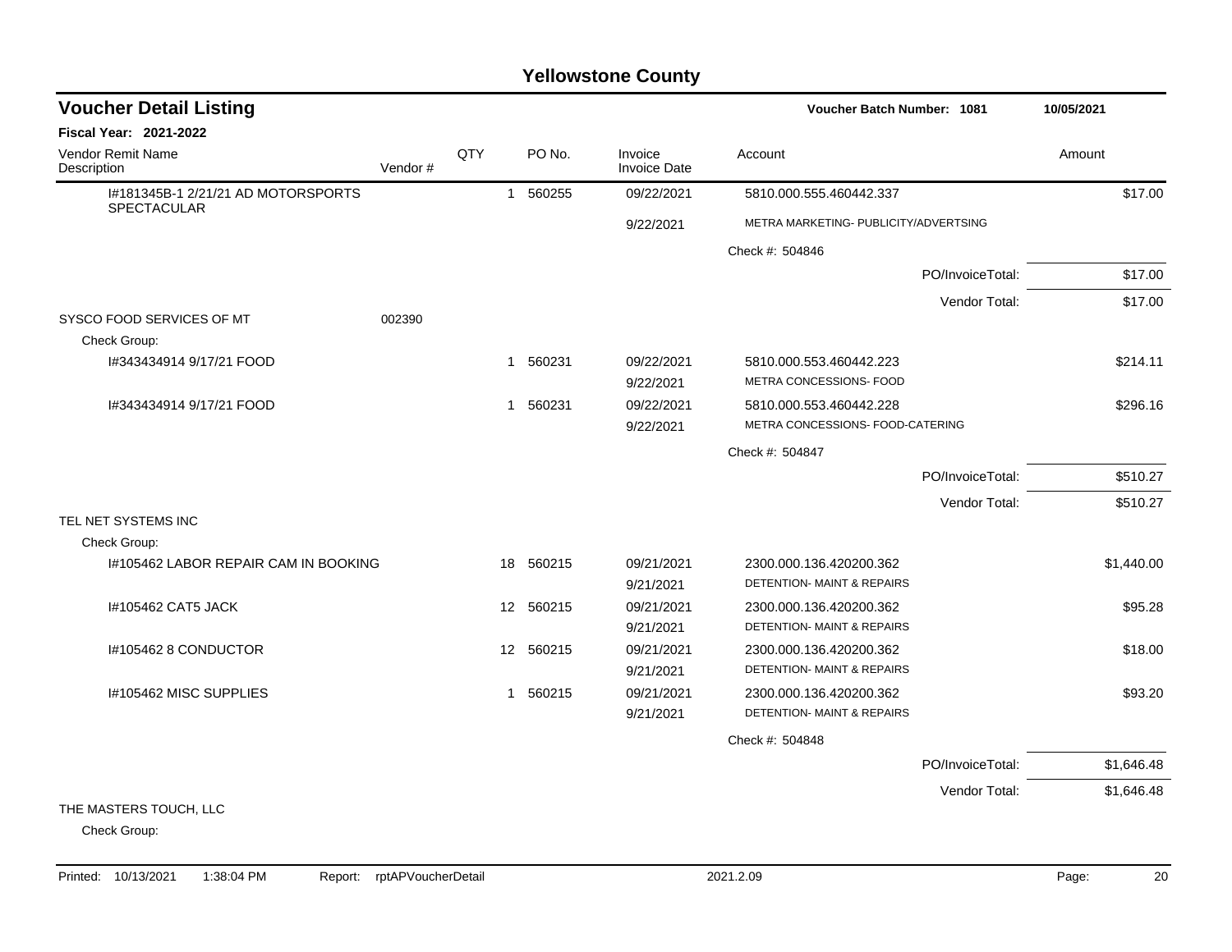# Yellowstone County

## Voucher Detail Listing

**Voucher Batch Number: 1081** | **10/05/2021**

**Fiscal Year: 2021-2022**

| Vendor Remit Name / Description | Vendor # | QTY | PO No. | Invoice / Invoice Date | Account | Amount |
|---|---|---|---|---|---|---|
| I#181345B-1 2/21/21 AD MOTORSPORTS SPECTACULAR | | 1 | 560255 | 09/22/2021 | 5810.000.555.460442.337 | $17.00 |
| | | | | 9/22/2021 | METRA MARKETING- PUBLICITY/ADVERTSING | |
| | | | | | Check #: 504846 | |
| | | | | | PO/InvoiceTotal: | $17.00 |
| | | | | | Vendor Total: | $17.00 |
| SYSCO FOOD SERVICES OF MT | 002390 | | | | | |
| Check Group: | | | | | | |
| I#343434914 9/17/21 FOOD | | 1 | 560231 | 09/22/2021 | 5810.000.553.460442.223 | $214.11 |
| | | | | 9/22/2021 | METRA CONCESSIONS- FOOD | |
| I#343434914 9/17/21 FOOD | | 1 | 560231 | 09/22/2021 | 5810.000.553.460442.228 | $296.16 |
| | | | | 9/22/2021 | METRA CONCESSIONS- FOOD-CATERING | |
| | | | | | Check #: 504847 | |
| | | | | | PO/InvoiceTotal: | $510.27 |
| | | | | | Vendor Total: | $510.27 |
| TEL NET SYSTEMS INC | | | | | | |
| Check Group: | | | | | | |
| I#105462 LABOR REPAIR CAM IN BOOKING | | 18 | 560215 | 09/21/2021 | 2300.000.136.420200.362 | $1,440.00 |
| | | | | 9/21/2021 | DETENTION- MAINT & REPAIRS | |
| I#105462 CAT5 JACK | | 12 | 560215 | 09/21/2021 | 2300.000.136.420200.362 | $95.28 |
| | | | | 9/21/2021 | DETENTION- MAINT & REPAIRS | |
| I#105462 8 CONDUCTOR | | 12 | 560215 | 09/21/2021 | 2300.000.136.420200.362 | $18.00 |
| | | | | 9/21/2021 | DETENTION- MAINT & REPAIRS | |
| I#105462 MISC SUPPLIES | | 1 | 560215 | 09/21/2021 | 2300.000.136.420200.362 | $93.20 |
| | | | | 9/21/2021 | DETENTION- MAINT & REPAIRS | |
| | | | | | Check #: 504848 | |
| | | | | | PO/InvoiceTotal: | $1,646.48 |
| | | | | | Vendor Total: | $1,646.48 |
| THE MASTERS TOUCH, LLC | | | | | | |
| Check Group: | | | | | | |

Printed: 10/13/2021 1:38:04 PM Report: rptAPVoucherDetail 2021.2.09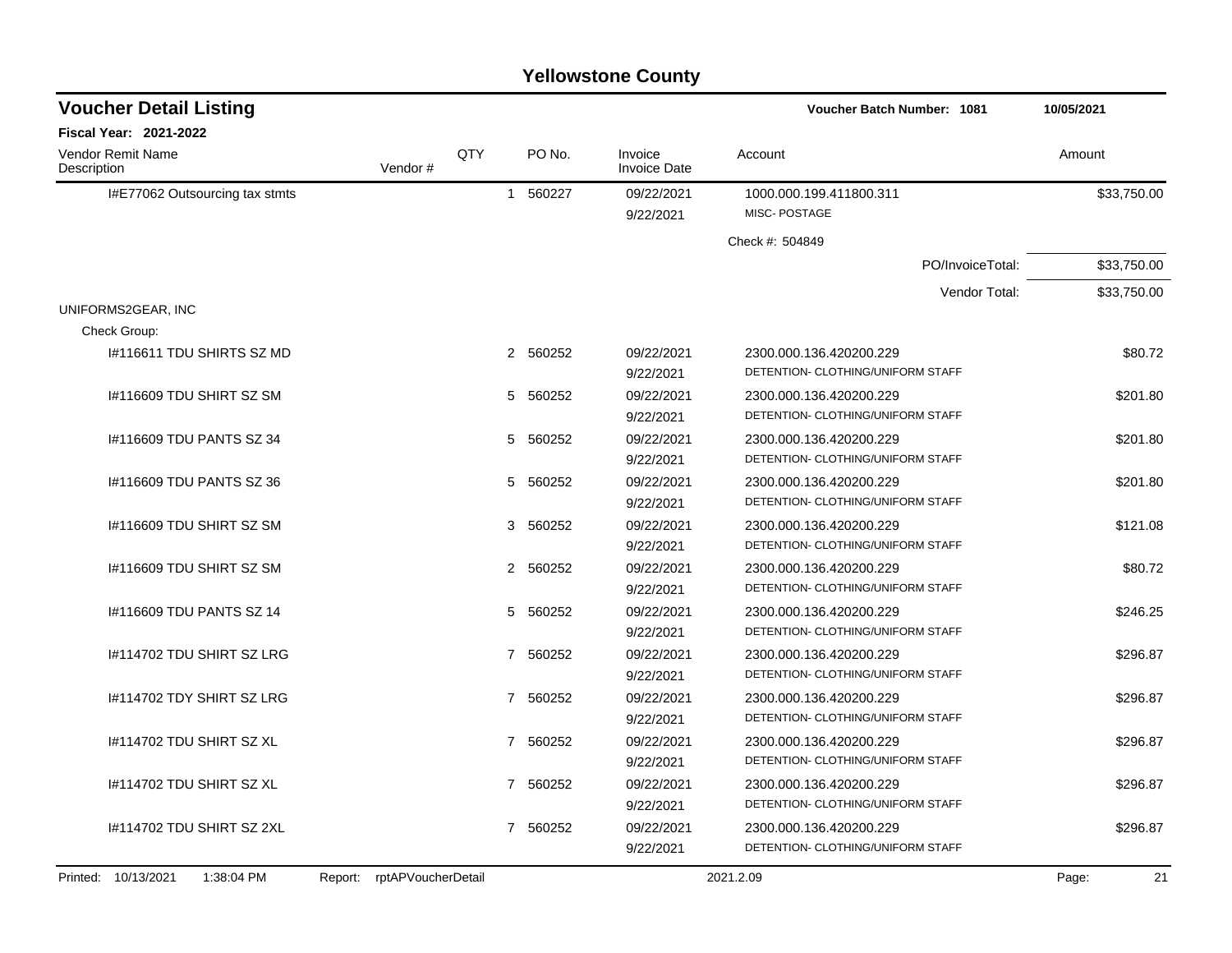# Yellowstone County

## Voucher Detail Listing

**Voucher Batch Number: 1081** — 10/05/2021

**Fiscal Year: 2021-2022**

| Vendor Remit Name / Description | Vendor # | QTY | PO No. | Invoice / Invoice Date | Account | Amount |
|---|---|---|---|---|---|---|
| I#E77062 Outsourcing tax stmts | | 1 | 560227 | 09/22/2021 / 9/22/2021 | 1000.000.199.411800.311 MISC- POSTAGE | $33,750.00 |
| | | | | | Check #: 504849 | |
| | | | | | PO/InvoiceTotal: | $33,750.00 |
| | | | | | Vendor Total: | $33,750.00 |
| UNIFORMS2GEAR, INC | | | | | | |
| Check Group: | | | | | | |
| I#116611 TDU SHIRTS SZ MD | | 2 | 560252 | 09/22/2021 / 9/22/2021 | 2300.000.136.420200.229 DETENTION- CLOTHING/UNIFORM STAFF | $80.72 |
| I#116609 TDU SHIRT SZ SM | | 5 | 560252 | 09/22/2021 / 9/22/2021 | 2300.000.136.420200.229 DETENTION- CLOTHING/UNIFORM STAFF | $201.80 |
| I#116609 TDU PANTS SZ 34 | | 5 | 560252 | 09/22/2021 / 9/22/2021 | 2300.000.136.420200.229 DETENTION- CLOTHING/UNIFORM STAFF | $201.80 |
| I#116609 TDU PANTS SZ 36 | | 5 | 560252 | 09/22/2021 / 9/22/2021 | 2300.000.136.420200.229 DETENTION- CLOTHING/UNIFORM STAFF | $201.80 |
| I#116609 TDU SHIRT SZ SM | | 3 | 560252 | 09/22/2021 / 9/22/2021 | 2300.000.136.420200.229 DETENTION- CLOTHING/UNIFORM STAFF | $121.08 |
| I#116609 TDU SHIRT SZ SM | | 2 | 560252 | 09/22/2021 / 9/22/2021 | 2300.000.136.420200.229 DETENTION- CLOTHING/UNIFORM STAFF | $80.72 |
| I#116609 TDU PANTS SZ 14 | | 5 | 560252 | 09/22/2021 / 9/22/2021 | 2300.000.136.420200.229 DETENTION- CLOTHING/UNIFORM STAFF | $246.25 |
| I#114702 TDU SHIRT SZ LRG | | 7 | 560252 | 09/22/2021 / 9/22/2021 | 2300.000.136.420200.229 DETENTION- CLOTHING/UNIFORM STAFF | $296.87 |
| I#114702 TDY SHIRT SZ LRG | | 7 | 560252 | 09/22/2021 / 9/22/2021 | 2300.000.136.420200.229 DETENTION- CLOTHING/UNIFORM STAFF | $296.87 |
| I#114702 TDU SHIRT SZ XL | | 7 | 560252 | 09/22/2021 / 9/22/2021 | 2300.000.136.420200.229 DETENTION- CLOTHING/UNIFORM STAFF | $296.87 |
| I#114702 TDU SHIRT SZ XL | | 7 | 560252 | 09/22/2021 / 9/22/2021 | 2300.000.136.420200.229 DETENTION- CLOTHING/UNIFORM STAFF | $296.87 |
| I#114702 TDU SHIRT SZ 2XL | | 7 | 560252 | 09/22/2021 / 9/22/2021 | 2300.000.136.420200.229 DETENTION- CLOTHING/UNIFORM STAFF | $296.87 |

Printed: 10/13/2021 1:38:04 PM Report: rptAPVoucherDetail 2021.2.09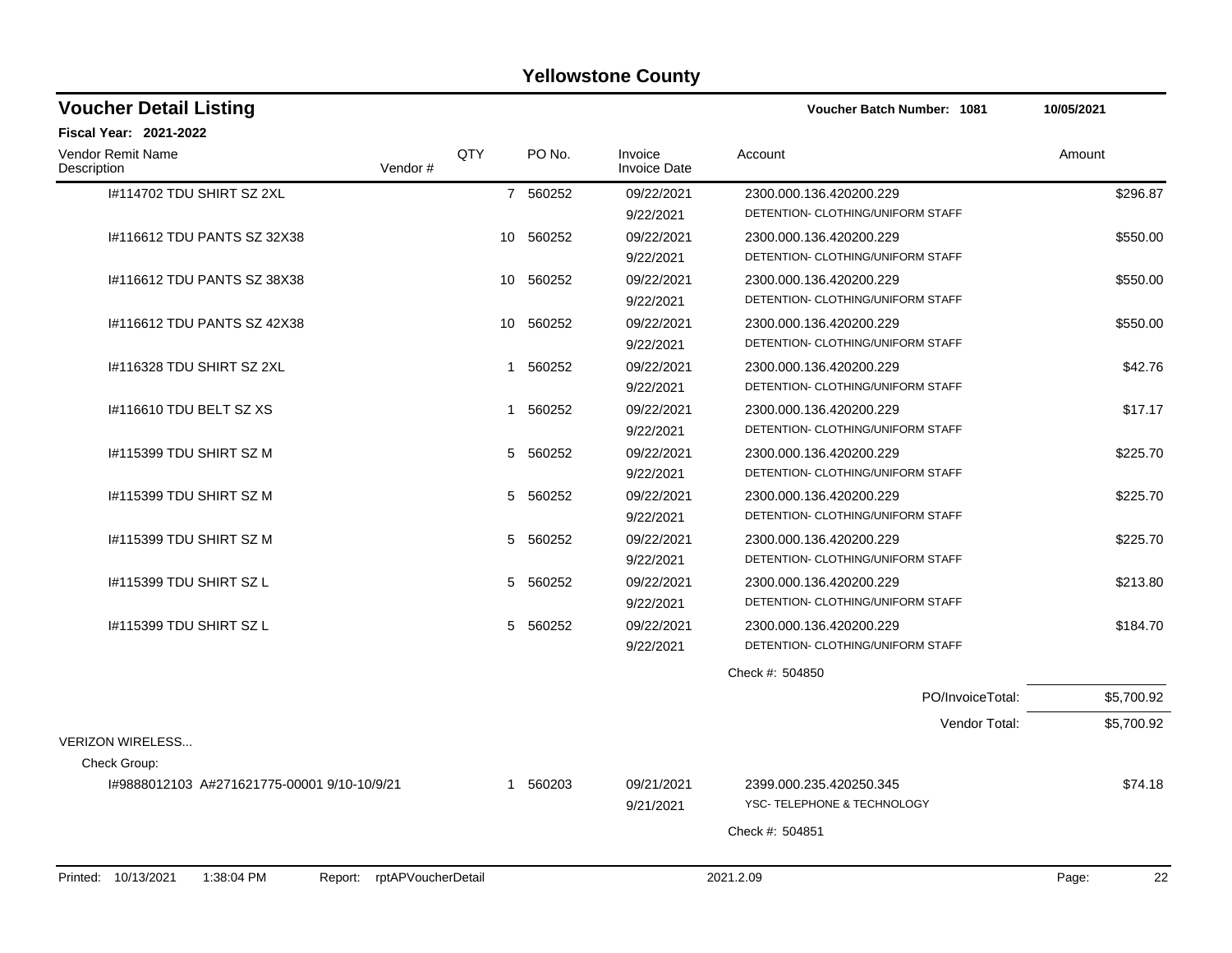# Yellowstone County

## Voucher Detail Listing

**Voucher Batch Number: 1081** 10/05/2021

**Fiscal Year: 2021-2022**

| Vendor Remit Name / Description | Vendor # | QTY | PO No. | Invoice / Invoice Date | Account | Amount |
|---|---|---|---|---|---|---|
| I#114702 TDU SHIRT SZ 2XL | | 7 | 560252 | 09/22/2021 / 9/22/2021 | 2300.000.136.420200.229 / DETENTION- CLOTHING/UNIFORM STAFF | $296.87 |
| I#116612 TDU PANTS SZ 32X38 | | 10 | 560252 | 09/22/2021 / 9/22/2021 | 2300.000.136.420200.229 / DETENTION- CLOTHING/UNIFORM STAFF | $550.00 |
| I#116612 TDU PANTS SZ 38X38 | | 10 | 560252 | 09/22/2021 / 9/22/2021 | 2300.000.136.420200.229 / DETENTION- CLOTHING/UNIFORM STAFF | $550.00 |
| I#116612 TDU PANTS SZ 42X38 | | 10 | 560252 | 09/22/2021 / 9/22/2021 | 2300.000.136.420200.229 / DETENTION- CLOTHING/UNIFORM STAFF | $550.00 |
| I#116328 TDU SHIRT SZ 2XL | | 1 | 560252 | 09/22/2021 / 9/22/2021 | 2300.000.136.420200.229 / DETENTION- CLOTHING/UNIFORM STAFF | $42.76 |
| I#116610 TDU BELT SZ XS | | 1 | 560252 | 09/22/2021 / 9/22/2021 | 2300.000.136.420200.229 / DETENTION- CLOTHING/UNIFORM STAFF | $17.17 |
| I#115399 TDU SHIRT SZ M | | 5 | 560252 | 09/22/2021 / 9/22/2021 | 2300.000.136.420200.229 / DETENTION- CLOTHING/UNIFORM STAFF | $225.70 |
| I#115399 TDU SHIRT SZ M | | 5 | 560252 | 09/22/2021 / 9/22/2021 | 2300.000.136.420200.229 / DETENTION- CLOTHING/UNIFORM STAFF | $225.70 |
| I#115399 TDU SHIRT SZ M | | 5 | 560252 | 09/22/2021 / 9/22/2021 | 2300.000.136.420200.229 / DETENTION- CLOTHING/UNIFORM STAFF | $225.70 |
| I#115399 TDU SHIRT SZ L | | 5 | 560252 | 09/22/2021 / 9/22/2021 | 2300.000.136.420200.229 / DETENTION- CLOTHING/UNIFORM STAFF | $213.80 |
| I#115399 TDU SHIRT SZ L | | 5 | 560252 | 09/22/2021 / 9/22/2021 | 2300.000.136.420200.229 / DETENTION- CLOTHING/UNIFORM STAFF | $184.70 |
| | | | | | Check #: 504850 | |
| | | | | | PO/InvoiceTotal: | $5,700.92 |
| | | | | | Vendor Total: | $5,700.92 |
| VERIZON WIRELESS... | | | | | | |
| Check Group: | | | | | | |
| I#9888012103 A#271621775-00001 9/10-10/9/21 | | 1 | 560203 | 09/21/2021 / 9/21/2021 | 2399.000.235.420250.345 / YSC- TELEPHONE & TECHNOLOGY | $74.18 |
| | | | | | Check #: 504851 | |

Printed: 10/13/2021 1:38:04 PM Report: rptAPVoucherDetail 2021.2.09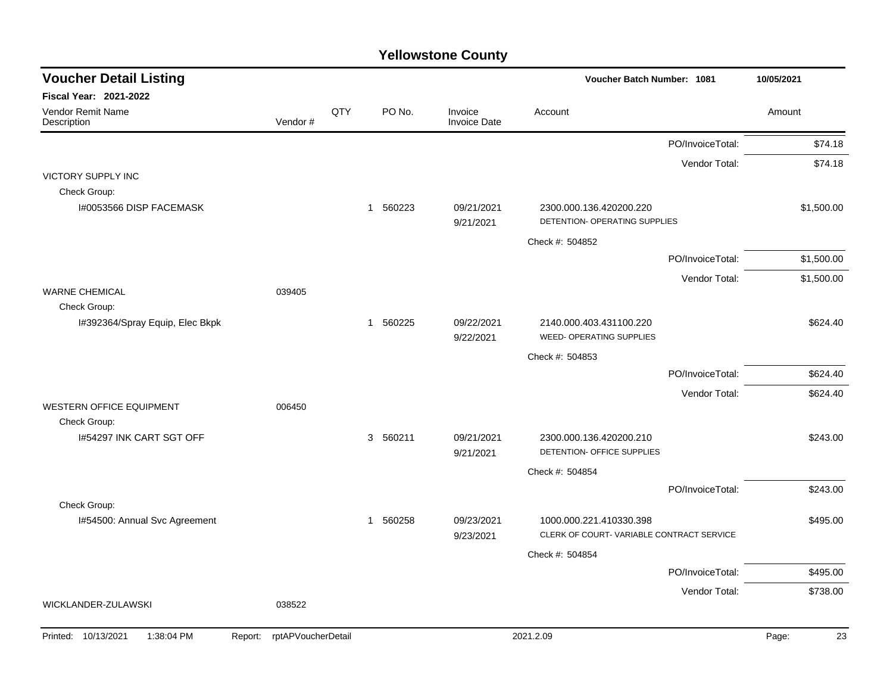# Yellowstone County

## Voucher Detail Listing

**Voucher Batch Number: 1081** — 10/05/2021

**Fiscal Year: 2021-2022**

| Vendor Remit Name / Description | Vendor # | QTY | PO No. | Invoice / Invoice Date | Account | Amount |
|---|---|---|---|---|---|---|
| | | | | | PO/InvoiceTotal: | $74.18 |
| | | | | | Vendor Total: | $74.18 |
| VICTORY SUPPLY INC | | | | | | |
| Check Group: | | | | | | |
| I#0053566 DISP FACEMASK | | 1 | 560223 | 09/21/2021 9/21/2021 | 2300.000.136.420200.220 DETENTION- OPERATING SUPPLIES | $1,500.00 |
| | | | | | Check #: 504852 | |
| | | | | | PO/InvoiceTotal: | $1,500.00 |
| | | | | | Vendor Total: | $1,500.00 |
| WARNE CHEMICAL | 039405 | | | | | |
| Check Group: | | | | | | |
| I#392364/Spray Equip, Elec Bkpk | | 1 | 560225 | 09/22/2021 9/22/2021 | 2140.000.403.431100.220 WEED- OPERATING SUPPLIES | $624.40 |
| | | | | | Check #: 504853 | |
| | | | | | PO/InvoiceTotal: | $624.40 |
| | | | | | Vendor Total: | $624.40 |
| WESTERN OFFICE EQUIPMENT | 006450 | | | | | |
| Check Group: | | | | | | |
| I#54297 INK CART SGT OFF | | 3 | 560211 | 09/21/2021 9/21/2021 | 2300.000.136.420200.210 DETENTION- OFFICE SUPPLIES | $243.00 |
| | | | | | Check #: 504854 | |
| | | | | | PO/InvoiceTotal: | $243.00 |
| Check Group: | | | | | | |
| I#54500: Annual Svc Agreement | | 1 | 560258 | 09/23/2021 9/23/2021 | 1000.000.221.410330.398 CLERK OF COURT- VARIABLE CONTRACT SERVICE | $495.00 |
| | | | | | Check #: 504854 | |
| | | | | | PO/InvoiceTotal: | $495.00 |
| | | | | | Vendor Total: | $738.00 |
| WICKLANDER-ZULAWSKI | 038522 | | | | | |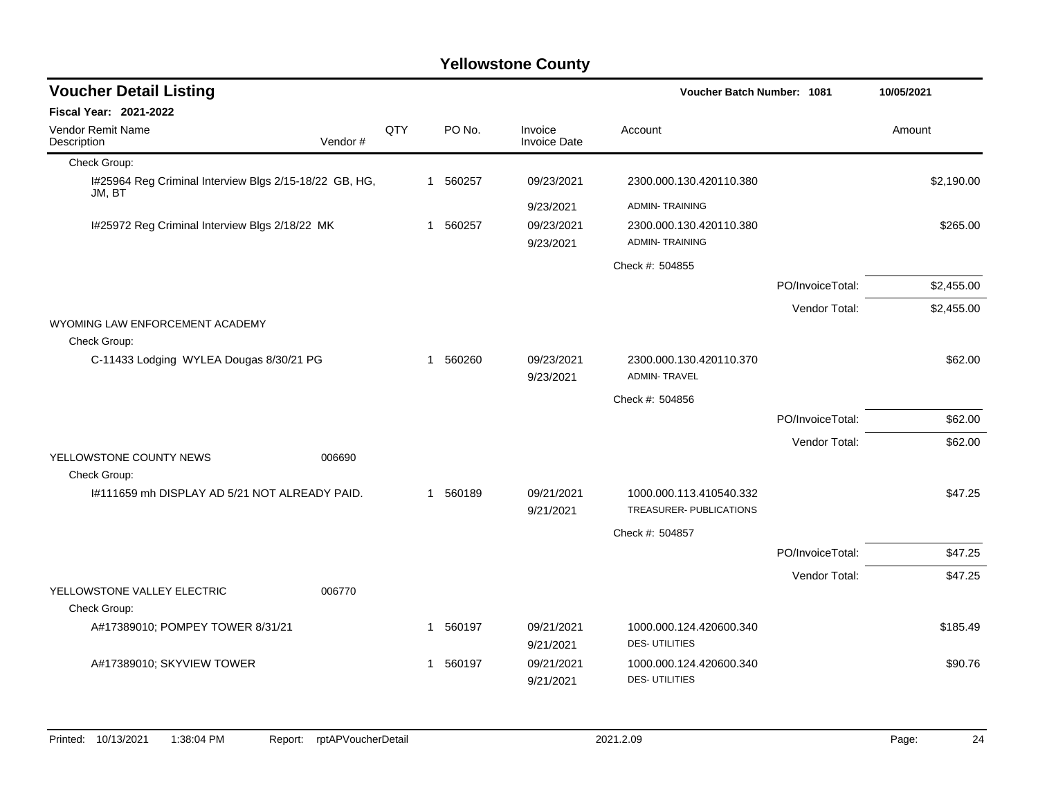# Yellowstone County

## Voucher Detail Listing

**Voucher Batch Number: 1081** — 10/05/2021

**Fiscal Year: 2021-2022**

| Vendor Remit Name / Description | Vendor # | QTY | PO No. | Invoice / Invoice Date | Account | | Amount |
|---|---|---|---|---|---|---|---|
| Check Group: | | | | | | | |
| I#25964 Reg Criminal Interview Blgs 2/15-18/22 GB, HG, JM, BT | | 1 | 560257 | 09/23/2021 / 9/23/2021 | 2300.000.130.420110.380 ADMIN- TRAINING | | $2,190.00 |
| I#25972 Reg Criminal Interview Blgs 2/18/22 MK | | 1 | 560257 | 09/23/2021 / 9/23/2021 | 2300.000.130.420110.380 ADMIN- TRAINING | | $265.00 |
| | | | | | Check #: 504855 | | |
| | | | | | | PO/InvoiceTotal: | $2,455.00 |
| | | | | | | Vendor Total: | $2,455.00 |
| WYOMING LAW ENFORCEMENT ACADEMY | | | | | | | |
| Check Group: | | | | | | | |
| C-11433 Lodging WYLEA Dougas 8/30/21 PG | | 1 | 560260 | 09/23/2021 / 9/23/2021 | 2300.000.130.420110.370 ADMIN- TRAVEL | | $62.00 |
| | | | | | Check #: 504856 | | |
| | | | | | | PO/InvoiceTotal: | $62.00 |
| | | | | | | Vendor Total: | $62.00 |
| YELLOWSTONE COUNTY NEWS | 006690 | | | | | | |
| Check Group: | | | | | | | |
| I#111659 mh DISPLAY AD 5/21 NOT ALREADY PAID. | | 1 | 560189 | 09/21/2021 / 9/21/2021 | 1000.000.113.410540.332 TREASURER- PUBLICATIONS | | $47.25 |
| | | | | | Check #: 504857 | | |
| | | | | | | PO/InvoiceTotal: | $47.25 |
| | | | | | | Vendor Total: | $47.25 |
| YELLOWSTONE VALLEY ELECTRIC | 006770 | | | | | | |
| Check Group: | | | | | | | |
| A#17389010; POMPEY TOWER 8/31/21 | | 1 | 560197 | 09/21/2021 / 9/21/2021 | 1000.000.124.420600.340 DES- UTILITIES | | $185.49 |
| A#17389010; SKYVIEW TOWER | | 1 | 560197 | 09/21/2021 / 9/21/2021 | 1000.000.124.420600.340 DES- UTILITIES | | $90.76 |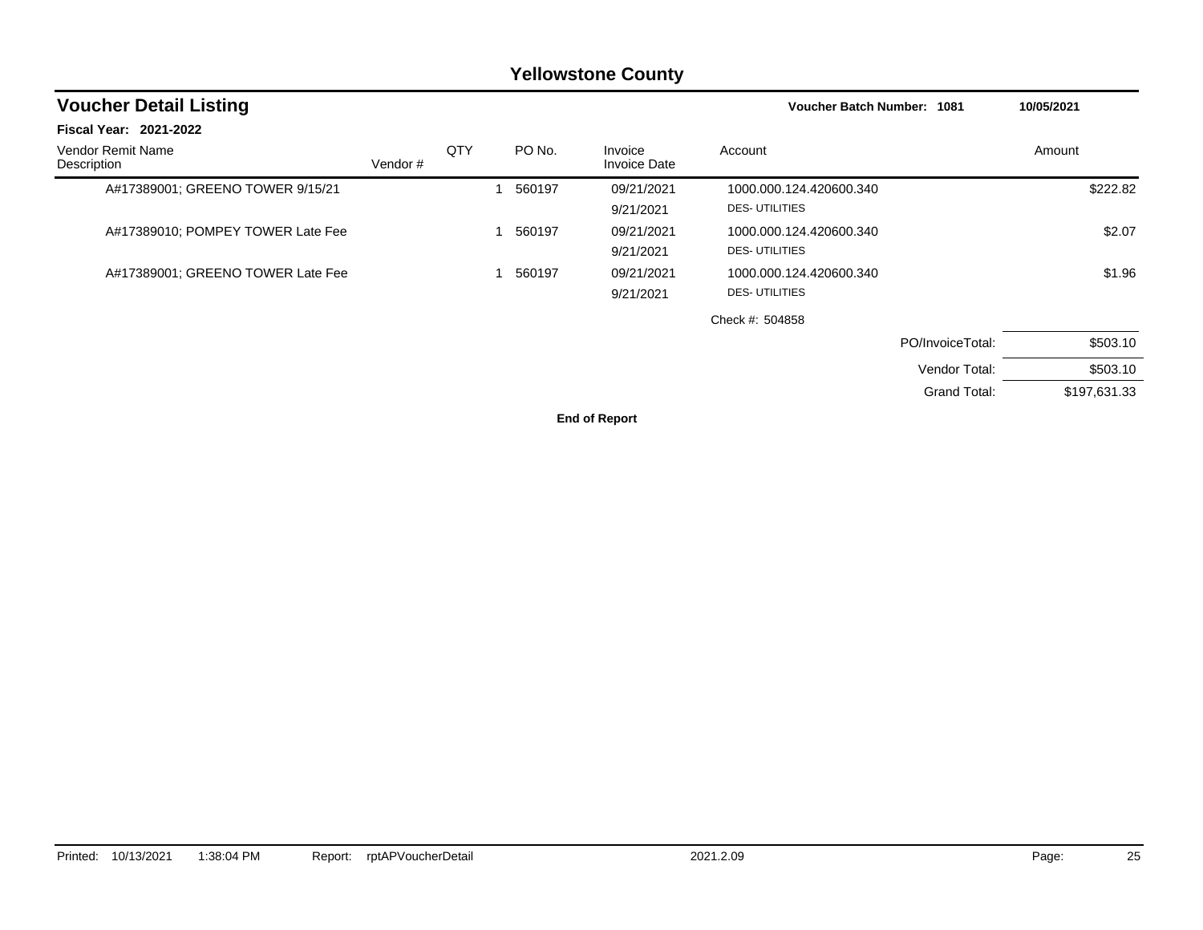# Yellowstone County

## Voucher Detail Listing

**Voucher Batch Number: 1081** **10/05/2021**

**Fiscal Year: 2021-2022**

| Vendor Remit Name Description | Vendor # | QTY | PO No. | Invoice Invoice Date | Account | Amount |
|---|---|---|---|---|---|---|
| A#17389001; GREENO TOWER 9/15/21 | | 1 | 560197 | 09/21/2021 9/21/2021 | 1000.000.124.420600.340 DES- UTILITIES | $222.82 |
| A#17389010; POMPEY TOWER Late Fee | | 1 | 560197 | 09/21/2021 9/21/2021 | 1000.000.124.420600.340 DES- UTILITIES | $2.07 |
| A#17389001; GREENO TOWER Late Fee | | 1 | 560197 | 09/21/2021 9/21/2021 | 1000.000.124.420600.340 DES- UTILITIES | $1.96 |
| | | | | | Check #: 504858 | |
| | | | | | PO/InvoiceTotal: | $503.10 |
| | | | | | Vendor Total: | $503.10 |
| | | | | | Grand Total: | $197,631.33 |

**End of Report**

Printed: 10/13/2021 1:38:04 PM Report: rptAPVoucherDetail 2021.2.09